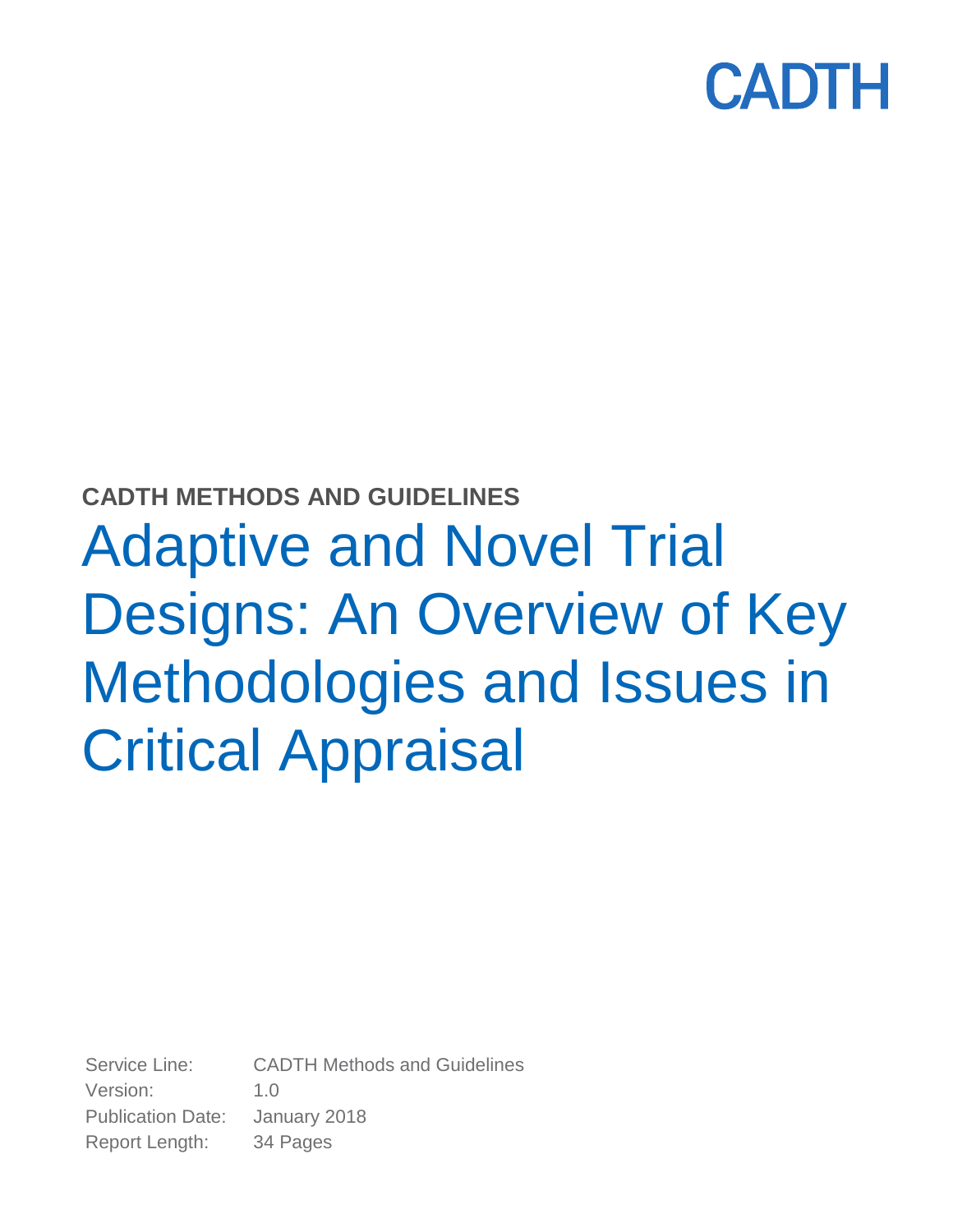CADTH

**CADTH METHODS AND GUIDELINES**

# Adaptive and Novel Trial Designs: An Overview of Key Methodologies and Issues in Critical Appraisal

| | |
|---|---|
| Service Line: | CADTH Methods and Guidelines |
| Version: | 1.0 |
| Publication Date: | January 2018 |
| Report Length: | 34 Pages |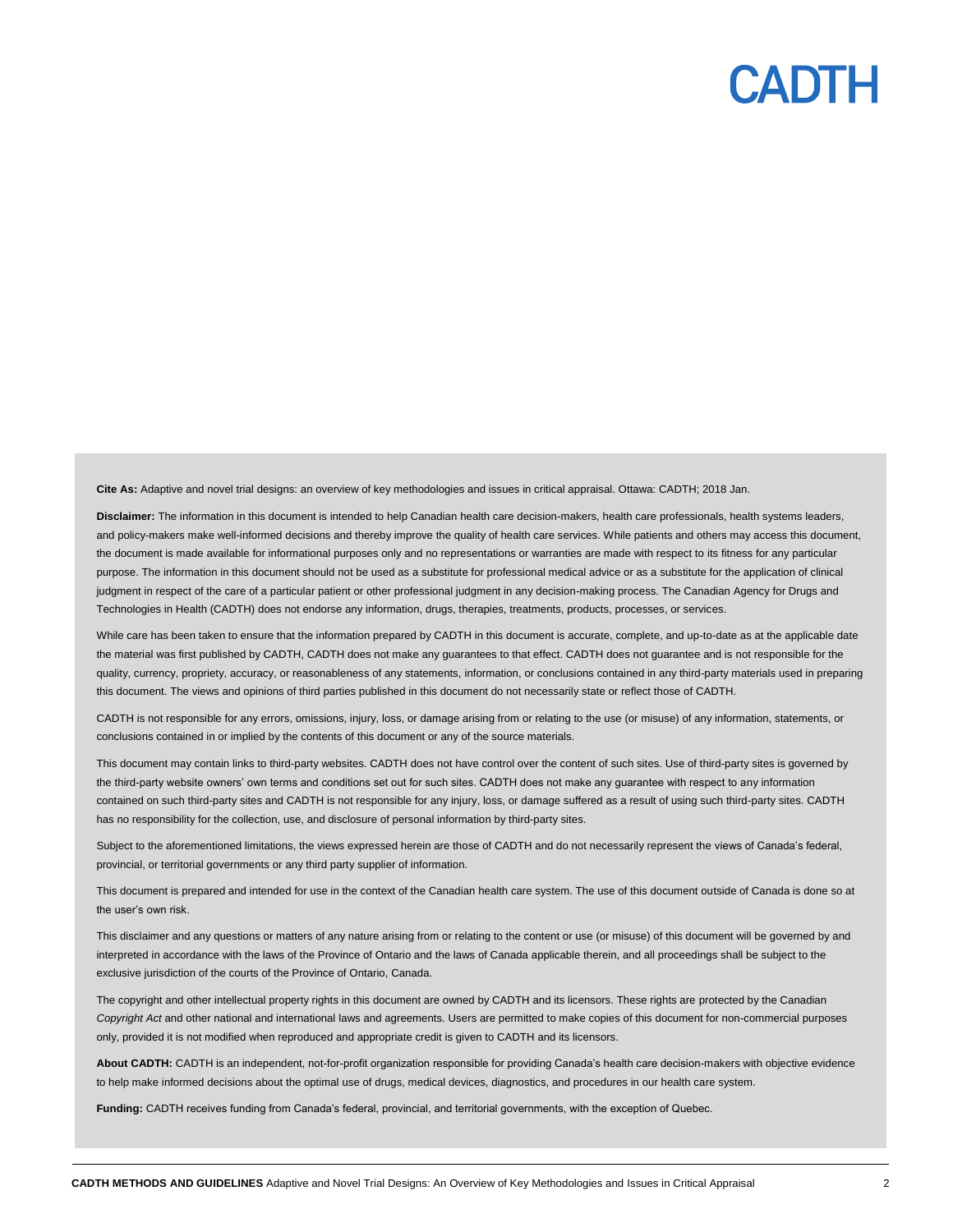**Cite As:** Adaptive and novel trial designs: an overview of key methodologies and issues in critical appraisal. Ottawa: CADTH; 2018 Jan.

**Disclaimer:** The information in this document is intended to help Canadian health care decision-makers, health care professionals, health systems leaders, and policy-makers make well-informed decisions and thereby improve the quality of health care services. While patients and others may access this document, the document is made available for informational purposes only and no representations or warranties are made with respect to its fitness for any particular purpose. The information in this document should not be used as a substitute for professional medical advice or as a substitute for the application of clinical judgment in respect of the care of a particular patient or other professional judgment in any decision-making process. The Canadian Agency for Drugs and Technologies in Health (CADTH) does not endorse any information, drugs, therapies, treatments, products, processes, or services.

While care has been taken to ensure that the information prepared by CADTH in this document is accurate, complete, and up-to-date as at the applicable date the material was first published by CADTH, CADTH does not make any guarantees to that effect. CADTH does not guarantee and is not responsible for the quality, currency, propriety, accuracy, or reasonableness of any statements, information, or conclusions contained in any third-party materials used in preparing this document. The views and opinions of third parties published in this document do not necessarily state or reflect those of CADTH.

CADTH is not responsible for any errors, omissions, injury, loss, or damage arising from or relating to the use (or misuse) of any information, statements, or conclusions contained in or implied by the contents of this document or any of the source materials.

This document may contain links to third-party websites. CADTH does not have control over the content of such sites. Use of third-party sites is governed by the third-party website owners' own terms and conditions set out for such sites. CADTH does not make any guarantee with respect to any information contained on such third-party sites and CADTH is not responsible for any injury, loss, or damage suffered as a result of using such third-party sites. CADTH has no responsibility for the collection, use, and disclosure of personal information by third-party sites.

Subject to the aforementioned limitations, the views expressed herein are those of CADTH and do not necessarily represent the views of Canada's federal, provincial, or territorial governments or any third party supplier of information.

This document is prepared and intended for use in the context of the Canadian health care system. The use of this document outside of Canada is done so at the user's own risk.

This disclaimer and any questions or matters of any nature arising from or relating to the content or use (or misuse) of this document will be governed by and interpreted in accordance with the laws of the Province of Ontario and the laws of Canada applicable therein, and all proceedings shall be subject to the exclusive jurisdiction of the courts of the Province of Ontario, Canada.

The copyright and other intellectual property rights in this document are owned by CADTH and its licensors. These rights are protected by the Canadian *Copyright Act* and other national and international laws and agreements. Users are permitted to make copies of this document for non-commercial purposes only, provided it is not modified when reproduced and appropriate credit is given to CADTH and its licensors.

**About CADTH:** CADTH is an independent, not-for-profit organization responsible for providing Canada's health care decision-makers with objective evidence to help make informed decisions about the optimal use of drugs, medical devices, diagnostics, and procedures in our health care system.

**Funding:** CADTH receives funding from Canada's federal, provincial, and territorial governments, with the exception of Quebec.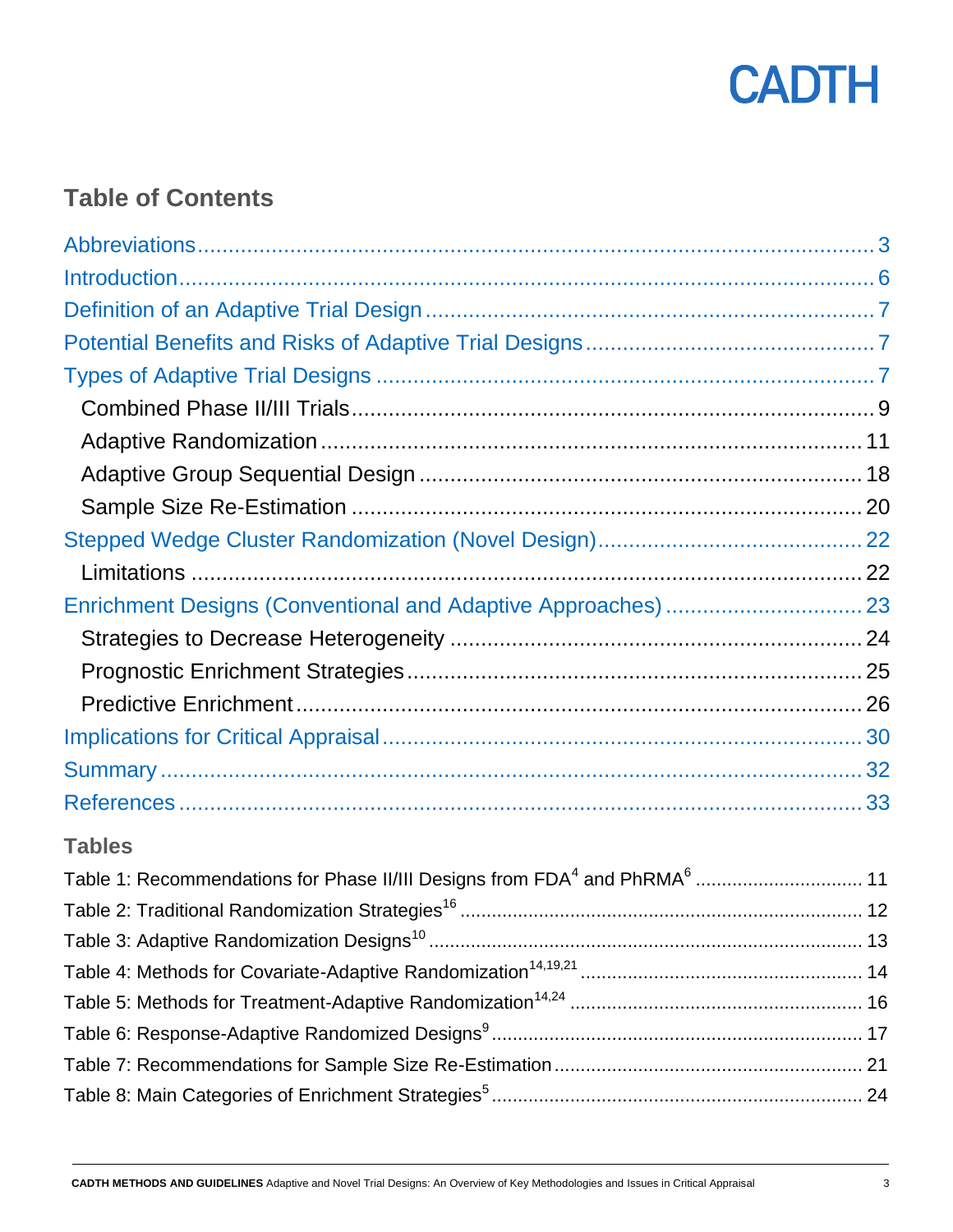## Table of Contents

- Abbreviations ........ 3
- Introduction ........ 6
- Definition of an Adaptive Trial Design ........ 7
- Potential Benefits and Risks of Adaptive Trial Designs ........ 7
- Types of Adaptive Trial Designs ........ 7
  - Combined Phase II/III Trials ........ 9
  - Adaptive Randomization ........ 11
  - Adaptive Group Sequential Design ........ 18
  - Sample Size Re-Estimation ........ 20
- Stepped Wedge Cluster Randomization (Novel Design) ........ 22
  - Limitations ........ 22
- Enrichment Designs (Conventional and Adaptive Approaches) ........ 23
  - Strategies to Decrease Heterogeneity ........ 24
  - Prognostic Enrichment Strategies ........ 25
  - Predictive Enrichment ........ 26
- Implications for Critical Appraisal ........ 30
- Summary ........ 32
- References ........ 33

### Tables

- Table 1: Recommendations for Phase II/III Designs from FDA[4] and PhRMA[6] ........ 11
- Table 2: Traditional Randomization Strategies[16] ........ 12
- Table 3: Adaptive Randomization Designs[10] ........ 13
- Table 4: Methods for Covariate-Adaptive Randomization[14,19,21] ........ 14
- Table 5: Methods for Treatment-Adaptive Randomization[14,24] ........ 16
- Table 6: Response-Adaptive Randomized Designs[9] ........ 17
- Table 7: Recommendations for Sample Size Re-Estimation ........ 21
- Table 8: Main Categories of Enrichment Strategies[5] ........ 24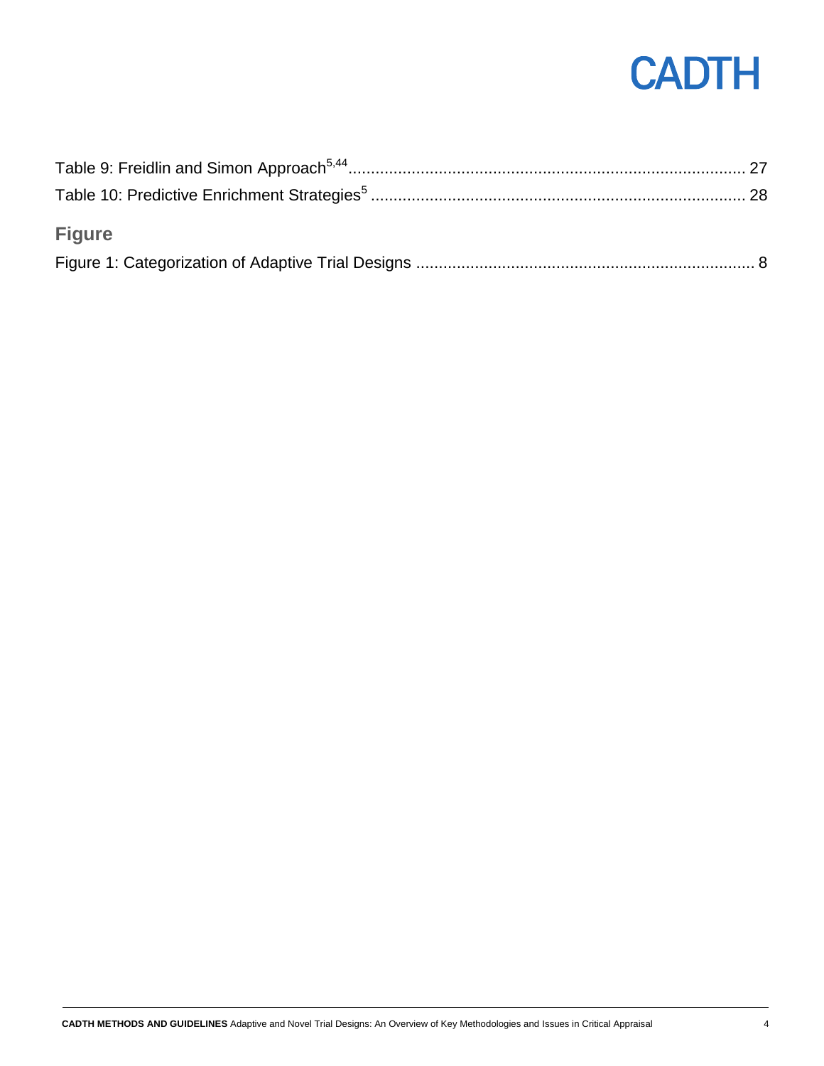Table 9: Freidlin and Simon Approach[5,44] ........................................................................................ 27

Table 10: Predictive Enrichment Strategies[5] ..................................................................................... 28

## Figure

Figure 1: Categorization of Adaptive Trial Designs ............................................................................ 8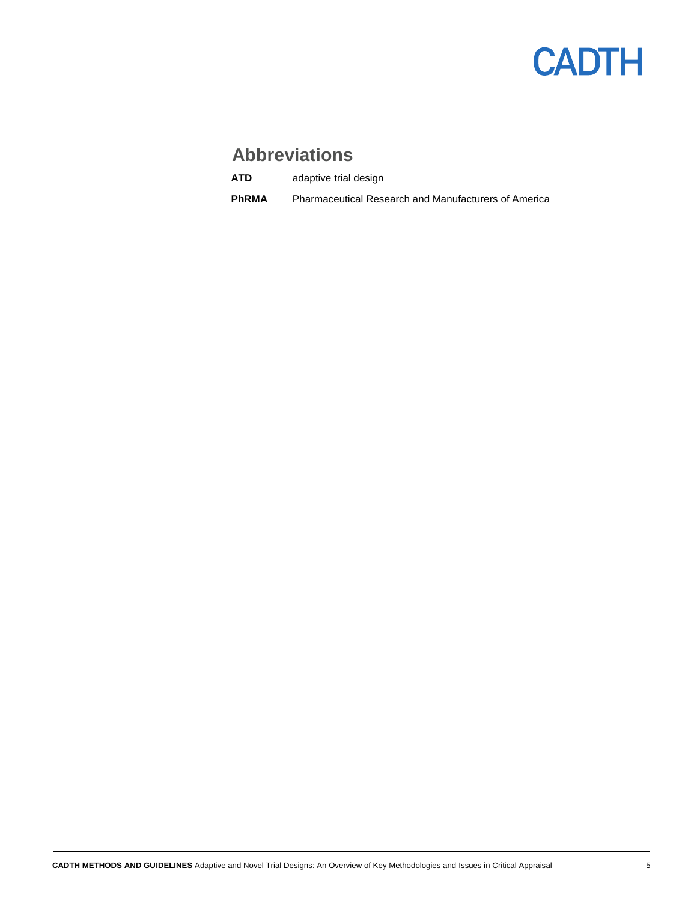## Abbreviations

| | |
|---|---|
| **ATD** | adaptive trial design |
| **PhRMA** | Pharmaceutical Research and Manufacturers of America |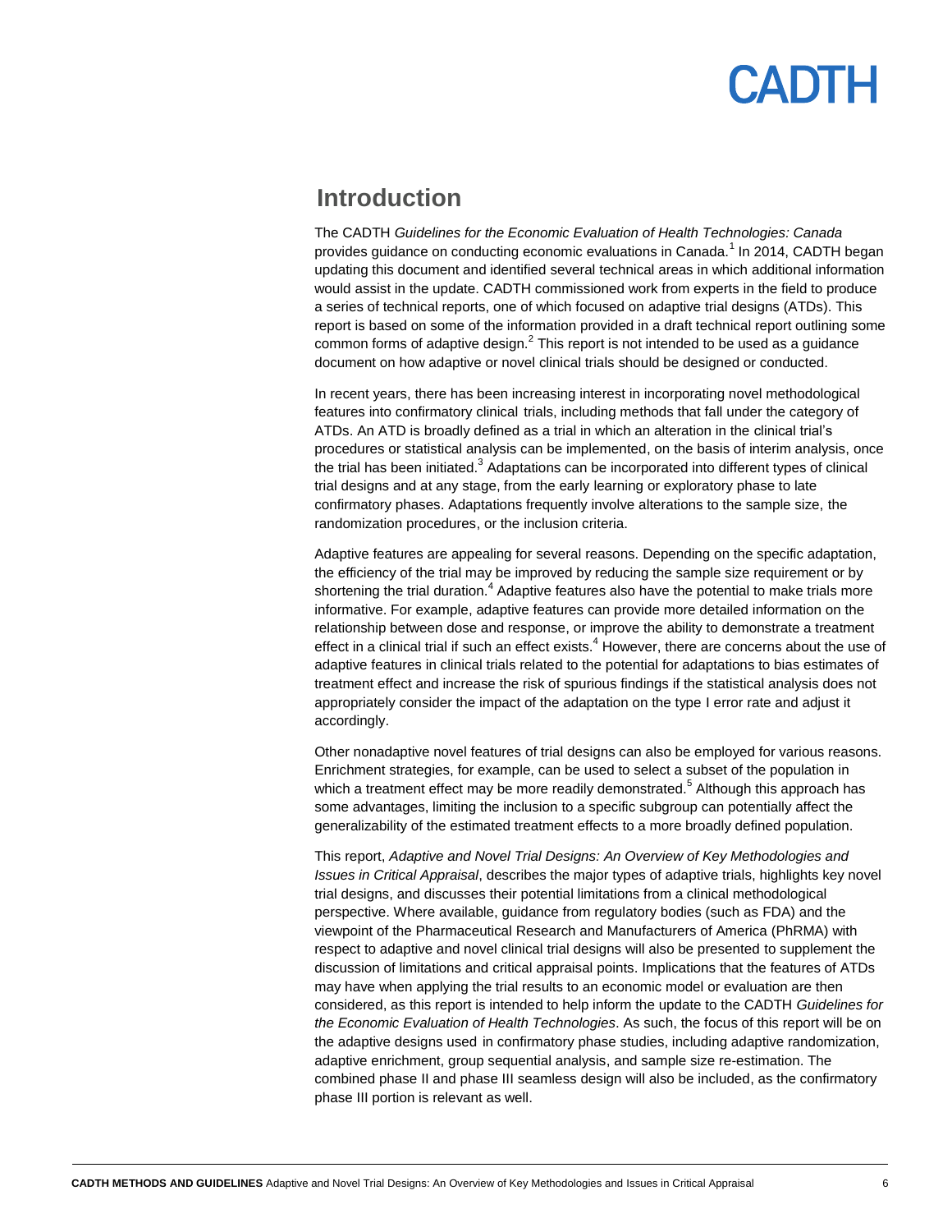## Introduction

The CADTH *Guidelines for the Economic Evaluation of Health Technologies: Canada* provides guidance on conducting economic evaluations in Canada.[1] In 2014, CADTH began updating this document and identified several technical areas in which additional information would assist in the update. CADTH commissioned work from experts in the field to produce a series of technical reports, one of which focused on adaptive trial designs (ATDs). This report is based on some of the information provided in a draft technical report outlining some common forms of adaptive design.[2] This report is not intended to be used as a guidance document on how adaptive or novel clinical trials should be designed or conducted.

In recent years, there has been increasing interest in incorporating novel methodological features into confirmatory clinical trials, including methods that fall under the category of ATDs. An ATD is broadly defined as a trial in which an alteration in the clinical trial's procedures or statistical analysis can be implemented, on the basis of interim analysis, once the trial has been initiated.[3] Adaptations can be incorporated into different types of clinical trial designs and at any stage, from the early learning or exploratory phase to late confirmatory phases. Adaptations frequently involve alterations to the sample size, the randomization procedures, or the inclusion criteria.

Adaptive features are appealing for several reasons. Depending on the specific adaptation, the efficiency of the trial may be improved by reducing the sample size requirement or by shortening the trial duration.[4] Adaptive features also have the potential to make trials more informative. For example, adaptive features can provide more detailed information on the relationship between dose and response, or improve the ability to demonstrate a treatment effect in a clinical trial if such an effect exists.[4] However, there are concerns about the use of adaptive features in clinical trials related to the potential for adaptations to bias estimates of treatment effect and increase the risk of spurious findings if the statistical analysis does not appropriately consider the impact of the adaptation on the type I error rate and adjust it accordingly.

Other nonadaptive novel features of trial designs can also be employed for various reasons. Enrichment strategies, for example, can be used to select a subset of the population in which a treatment effect may be more readily demonstrated.[5] Although this approach has some advantages, limiting the inclusion to a specific subgroup can potentially affect the generalizability of the estimated treatment effects to a more broadly defined population.

This report, *Adaptive and Novel Trial Designs: An Overview of Key Methodologies and Issues in Critical Appraisal*, describes the major types of adaptive trials, highlights key novel trial designs, and discusses their potential limitations from a clinical methodological perspective. Where available, guidance from regulatory bodies (such as FDA) and the viewpoint of the Pharmaceutical Research and Manufacturers of America (PhRMA) with respect to adaptive and novel clinical trial designs will also be presented to supplement the discussion of limitations and critical appraisal points. Implications that the features of ATDs may have when applying the trial results to an economic model or evaluation are then considered, as this report is intended to help inform the update to the CADTH *Guidelines for the Economic Evaluation of Health Technologies*. As such, the focus of this report will be on the adaptive designs used in confirmatory phase studies, including adaptive randomization, adaptive enrichment, group sequential analysis, and sample size re-estimation. The combined phase II and phase III seamless design will also be included, as the confirmatory phase III portion is relevant as well.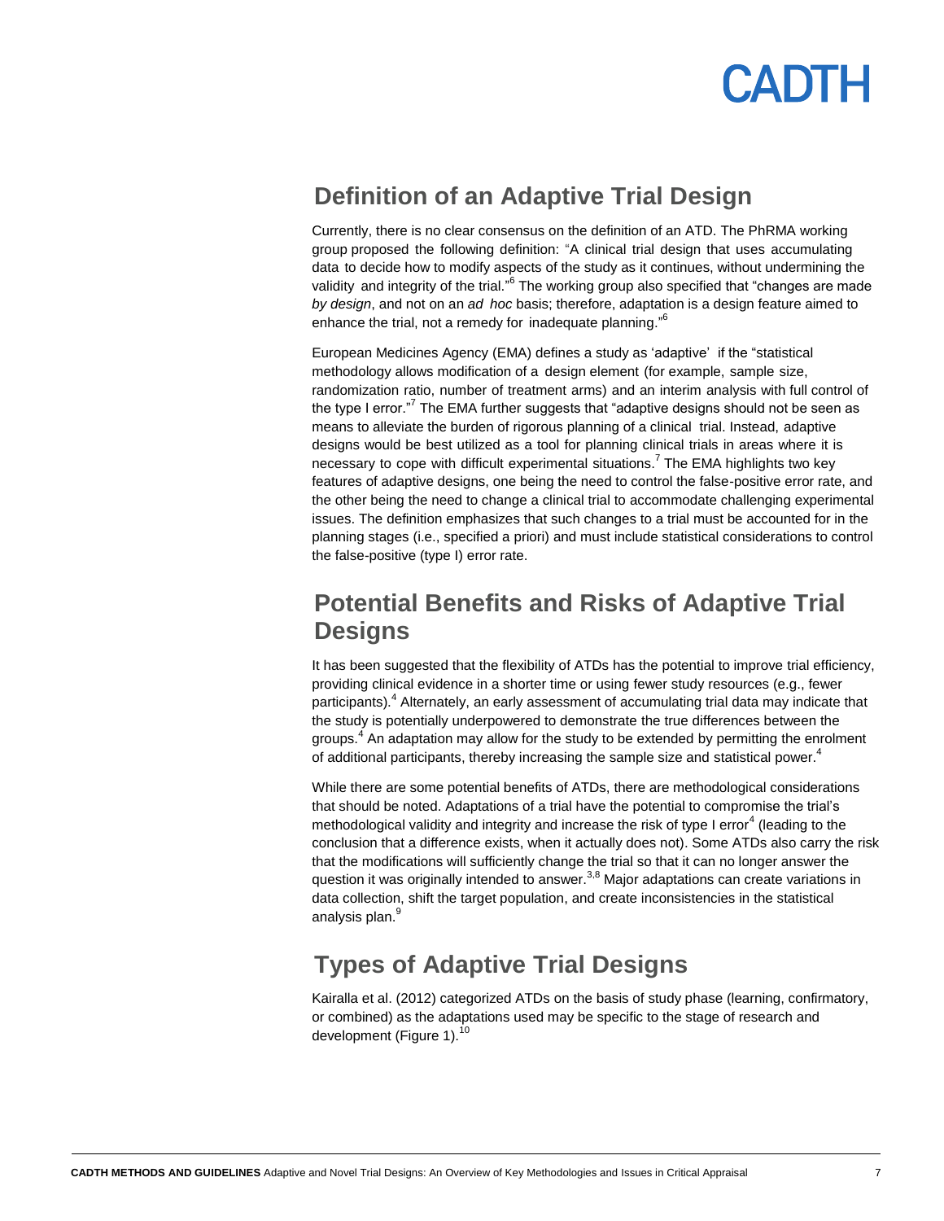## Definition of an Adaptive Trial Design

Currently, there is no clear consensus on the definition of an ATD. The PhRMA working group proposed the following definition: "A clinical trial design that uses accumulating data to decide how to modify aspects of the study as it continues, without undermining the validity and integrity of the trial."[6] The working group also specified that "changes are made *by design*, and not on an *ad hoc* basis; therefore, adaptation is a design feature aimed to enhance the trial, not a remedy for inadequate planning."[6]

European Medicines Agency (EMA) defines a study as 'adaptive' if the "statistical methodology allows modification of a design element (for example, sample size, randomization ratio, number of treatment arms) and an interim analysis with full control of the type I error."[7] The EMA further suggests that "adaptive designs should not be seen as means to alleviate the burden of rigorous planning of a clinical trial. Instead, adaptive designs would be best utilized as a tool for planning clinical trials in areas where it is necessary to cope with difficult experimental situations.[7] The EMA highlights two key features of adaptive designs, one being the need to control the false-positive error rate, and the other being the need to change a clinical trial to accommodate challenging experimental issues. The definition emphasizes that such changes to a trial must be accounted for in the planning stages (i.e., specified a priori) and must include statistical considerations to control the false-positive (type I) error rate.

## Potential Benefits and Risks of Adaptive Trial Designs

It has been suggested that the flexibility of ATDs has the potential to improve trial efficiency, providing clinical evidence in a shorter time or using fewer study resources (e.g., fewer participants).[4] Alternately, an early assessment of accumulating trial data may indicate that the study is potentially underpowered to demonstrate the true differences between the groups.[4] An adaptation may allow for the study to be extended by permitting the enrolment of additional participants, thereby increasing the sample size and statistical power.[4]

While there are some potential benefits of ATDs, there are methodological considerations that should be noted. Adaptations of a trial have the potential to compromise the trial's methodological validity and integrity and increase the risk of type I error[4] (leading to the conclusion that a difference exists, when it actually does not). Some ATDs also carry the risk that the modifications will sufficiently change the trial so that it can no longer answer the question it was originally intended to answer.[3,8] Major adaptations can create variations in data collection, shift the target population, and create inconsistencies in the statistical analysis plan.[9]

## Types of Adaptive Trial Designs

Kairalla et al. (2012) categorized ATDs on the basis of study phase (learning, confirmatory, or combined) as the adaptations used may be specific to the stage of research and development (Figure 1).[10]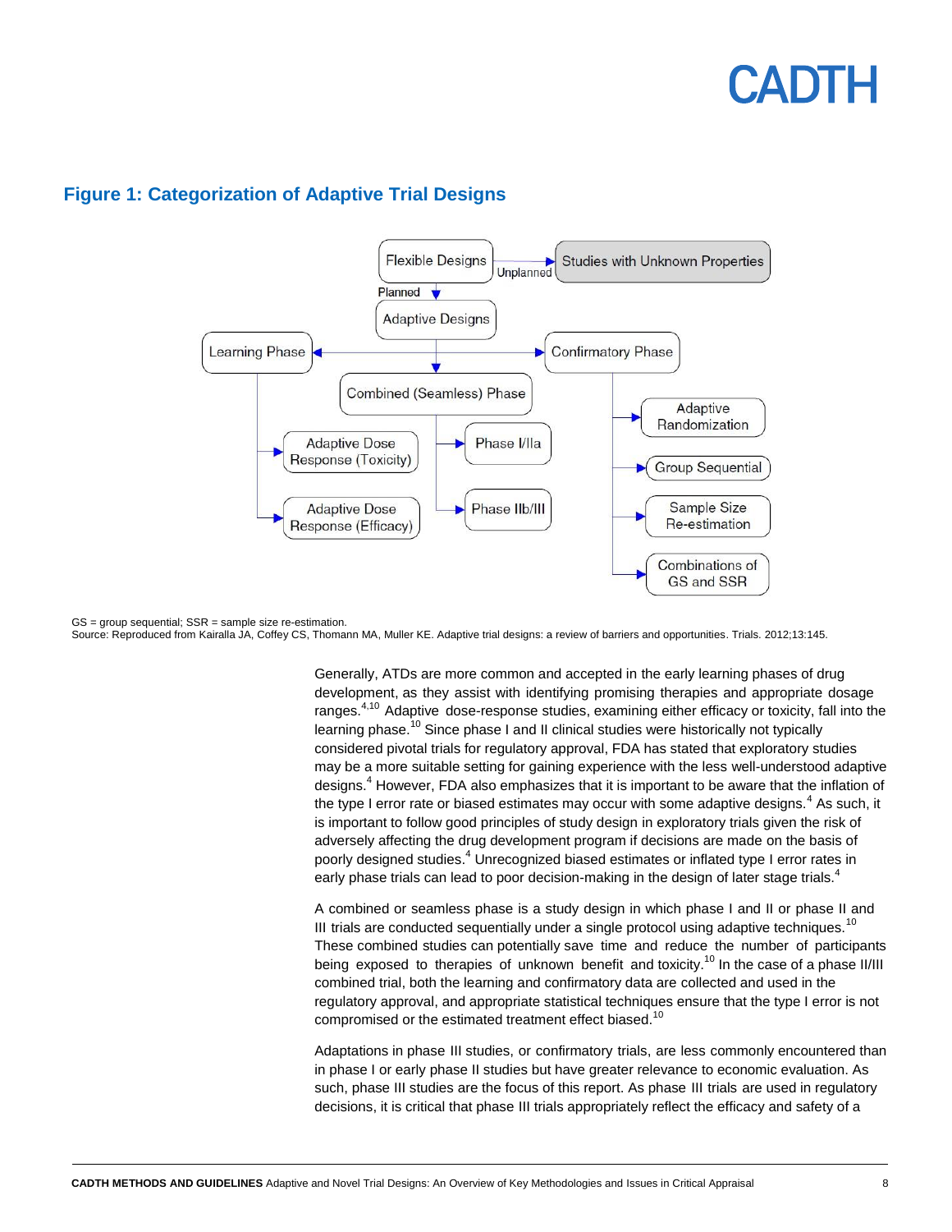## Figure 1: Categorization of Adaptive Trial Designs

GS = group sequential; SSR = sample size re-estimation.
Source: Reproduced from Kairalla JA, Coffey CS, Thomann MA, Muller KE. Adaptive trial designs: a review of barriers and opportunities. Trials. 2012;13:145.

Generally, ATDs are more common and accepted in the early learning phases of drug development, as they assist with identifying promising therapies and appropriate dosage ranges.[4,10] Adaptive dose-response studies, examining either efficacy or toxicity, fall into the learning phase.[10] Since phase I and II clinical studies were historically not typically considered pivotal trials for regulatory approval, FDA has stated that exploratory studies may be a more suitable setting for gaining experience with the less well-understood adaptive designs.[4] However, FDA also emphasizes that it is important to be aware that the inflation of the type I error rate or biased estimates may occur with some adaptive designs.[4] As such, it is important to follow good principles of study design in exploratory trials given the risk of adversely affecting the drug development program if decisions are made on the basis of poorly designed studies.[4] Unrecognized biased estimates or inflated type I error rates in early phase trials can lead to poor decision-making in the design of later stage trials.[4]

A combined or seamless phase is a study design in which phase I and II or phase II and III trials are conducted sequentially under a single protocol using adaptive techniques.[10] These combined studies can potentially save time and reduce the number of participants being exposed to therapies of unknown benefit and toxicity.[10] In the case of a phase II/III combined trial, both the learning and confirmatory data are collected and used in the regulatory approval, and appropriate statistical techniques ensure that the type I error is not compromised or the estimated treatment effect biased.[10]

Adaptations in phase III studies, or confirmatory trials, are less commonly encountered than in phase I or early phase II studies but have greater relevance to economic evaluation. As such, phase III studies are the focus of this report. As phase III trials are used in regulatory decisions, it is critical that phase III trials appropriately reflect the efficacy and safety of a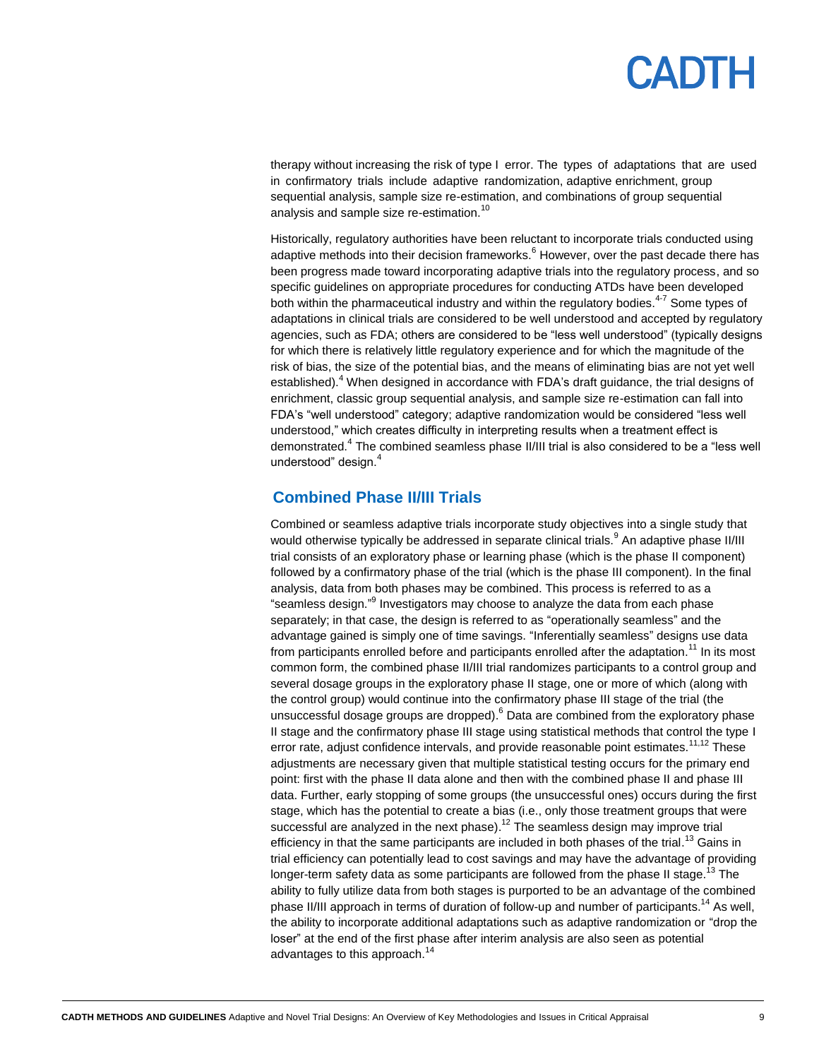therapy without increasing the risk of type I error. The types of adaptations that are used in confirmatory trials include adaptive randomization, adaptive enrichment, group sequential analysis, sample size re-estimation, and combinations of group sequential analysis and sample size re-estimation.[10]

Historically, regulatory authorities have been reluctant to incorporate trials conducted using adaptive methods into their decision frameworks.[6] However, over the past decade there has been progress made toward incorporating adaptive trials into the regulatory process, and so specific guidelines on appropriate procedures for conducting ATDs have been developed both within the pharmaceutical industry and within the regulatory bodies.[4-7] Some types of adaptations in clinical trials are considered to be well understood and accepted by regulatory agencies, such as FDA; others are considered to be "less well understood" (typically designs for which there is relatively little regulatory experience and for which the magnitude of the risk of bias, the size of the potential bias, and the means of eliminating bias are not yet well established).[4] When designed in accordance with FDA's draft guidance, the trial designs of enrichment, classic group sequential analysis, and sample size re-estimation can fall into FDA's "well understood" category; adaptive randomization would be considered "less well understood," which creates difficulty in interpreting results when a treatment effect is demonstrated.[4] The combined seamless phase II/III trial is also considered to be a "less well understood" design.[4]

## Combined Phase II/III Trials

Combined or seamless adaptive trials incorporate study objectives into a single study that would otherwise typically be addressed in separate clinical trials.[9] An adaptive phase II/III trial consists of an exploratory phase or learning phase (which is the phase II component) followed by a confirmatory phase of the trial (which is the phase III component). In the final analysis, data from both phases may be combined. This process is referred to as a "seamless design."[9] Investigators may choose to analyze the data from each phase separately; in that case, the design is referred to as "operationally seamless" and the advantage gained is simply one of time savings. "Inferentially seamless" designs use data from participants enrolled before and participants enrolled after the adaptation.[11] In its most common form, the combined phase II/III trial randomizes participants to a control group and several dosage groups in the exploratory phase II stage, one or more of which (along with the control group) would continue into the confirmatory phase III stage of the trial (the unsuccessful dosage groups are dropped).[6] Data are combined from the exploratory phase II stage and the confirmatory phase III stage using statistical methods that control the type I error rate, adjust confidence intervals, and provide reasonable point estimates.[11,12] These adjustments are necessary given that multiple statistical testing occurs for the primary end point: first with the phase II data alone and then with the combined phase II and phase III data. Further, early stopping of some groups (the unsuccessful ones) occurs during the first stage, which has the potential to create a bias (i.e., only those treatment groups that were successful are analyzed in the next phase).[12] The seamless design may improve trial efficiency in that the same participants are included in both phases of the trial.[13] Gains in trial efficiency can potentially lead to cost savings and may have the advantage of providing longer-term safety data as some participants are followed from the phase II stage.[13] The ability to fully utilize data from both stages is purported to be an advantage of the combined phase II/III approach in terms of duration of follow-up and number of participants.[14] As well, the ability to incorporate additional adaptations such as adaptive randomization or "drop the loser" at the end of the first phase after interim analysis are also seen as potential advantages to this approach.[14]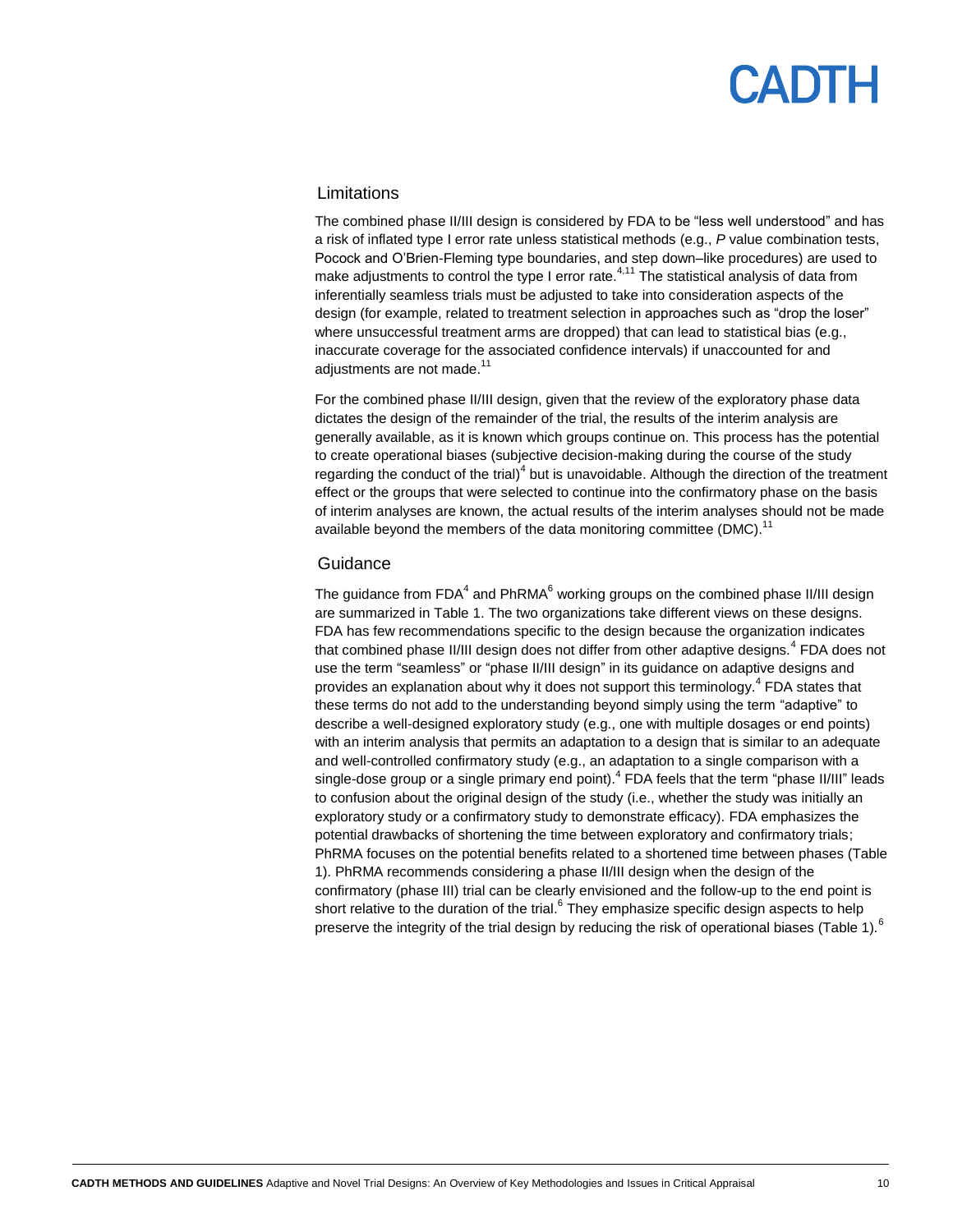### Limitations

The combined phase II/III design is considered by FDA to be “less well understood” and has a risk of inflated type I error rate unless statistical methods (e.g., *P* value combination tests, Pocock and O’Brien-Fleming type boundaries, and step down–like procedures) are used to make adjustments to control the type I error rate.[4,11] The statistical analysis of data from inferentially seamless trials must be adjusted to take into consideration aspects of the design (for example, related to treatment selection in approaches such as “drop the loser” where unsuccessful treatment arms are dropped) that can lead to statistical bias (e.g., inaccurate coverage for the associated confidence intervals) if unaccounted for and adjustments are not made.[11]

For the combined phase II/III design, given that the review of the exploratory phase data dictates the design of the remainder of the trial, the results of the interim analysis are generally available, as it is known which groups continue on. This process has the potential to create operational biases (subjective decision-making during the course of the study regarding the conduct of the trial)[4] but is unavoidable. Although the direction of the treatment effect or the groups that were selected to continue into the confirmatory phase on the basis of interim analyses are known, the actual results of the interim analyses should not be made available beyond the members of the data monitoring committee (DMC).[11]

### Guidance

The guidance from FDA[4] and PhRMA[6] working groups on the combined phase II/III design are summarized in Table 1. The two organizations take different views on these designs. FDA has few recommendations specific to the design because the organization indicates that combined phase II/III design does not differ from other adaptive designs.[4] FDA does not use the term “seamless” or “phase II/III design” in its guidance on adaptive designs and provides an explanation about why it does not support this terminology.[4] FDA states that these terms do not add to the understanding beyond simply using the term “adaptive” to describe a well-designed exploratory study (e.g., one with multiple dosages or end points) with an interim analysis that permits an adaptation to a design that is similar to an adequate and well-controlled confirmatory study (e.g., an adaptation to a single comparison with a single-dose group or a single primary end point).[4] FDA feels that the term “phase II/III” leads to confusion about the original design of the study (i.e., whether the study was initially an exploratory study or a confirmatory study to demonstrate efficacy). FDA emphasizes the potential drawbacks of shortening the time between exploratory and confirmatory trials; PhRMA focuses on the potential benefits related to a shortened time between phases (Table 1). PhRMA recommends considering a phase II/III design when the design of the confirmatory (phase III) trial can be clearly envisioned and the follow-up to the end point is short relative to the duration of the trial.[6] They emphasize specific design aspects to help preserve the integrity of the trial design by reducing the risk of operational biases (Table 1).[6]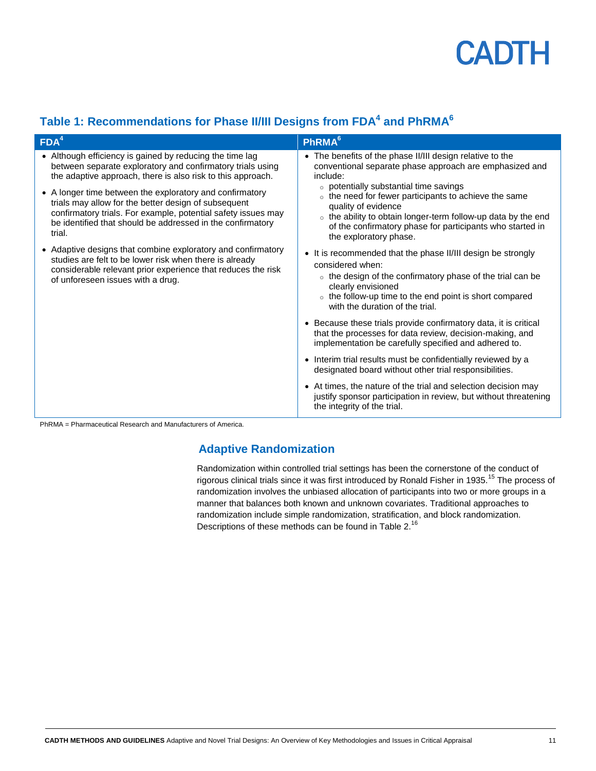## Table 1: Recommendations for Phase II/III Designs from FDA[4] and PhRMA[6]

| FDA[4] | PhRMA[6] |
|---|---|
| • Although efficiency is gained by reducing the time lag between separate exploratory and confirmatory trials using the adaptive approach, there is also risk to this approach.<br>• A longer time between the exploratory and confirmatory trials may allow for the better design of subsequent confirmatory trials. For example, potential safety issues may be identified that should be addressed in the confirmatory trial.<br>• Adaptive designs that combine exploratory and confirmatory studies are felt to be lower risk when there is already considerable relevant prior experience that reduces the risk of unforeseen issues with a drug. | • The benefits of the phase II/III design relative to the conventional separate phase approach are emphasized and include:<br>◦ potentially substantial time savings<br>◦ the need for fewer participants to achieve the same quality of evidence<br>◦ the ability to obtain longer-term follow-up data by the end of the confirmatory phase for participants who started in the exploratory phase.<br>• It is recommended that the phase II/III design be strongly considered when:<br>◦ the design of the confirmatory phase of the trial can be clearly envisioned<br>◦ the follow-up time to the end point is short compared with the duration of the trial.<br>• Because these trials provide confirmatory data, it is critical that the processes for data review, decision-making, and implementation be carefully specified and adhered to.<br>• Interim trial results must be confidentially reviewed by a designated board without other trial responsibilities.<br>• At times, the nature of the trial and selection decision may justify sponsor participation in review, but without threatening the integrity of the trial. |

PhRMA = Pharmaceutical Research and Manufacturers of America.

## Adaptive Randomization

Randomization within controlled trial settings has been the cornerstone of the conduct of rigorous clinical trials since it was first introduced by Ronald Fisher in 1935.[15] The process of randomization involves the unbiased allocation of participants into two or more groups in a manner that balances both known and unknown covariates. Traditional approaches to randomization include simple randomization, stratification, and block randomization. Descriptions of these methods can be found in Table 2.[16]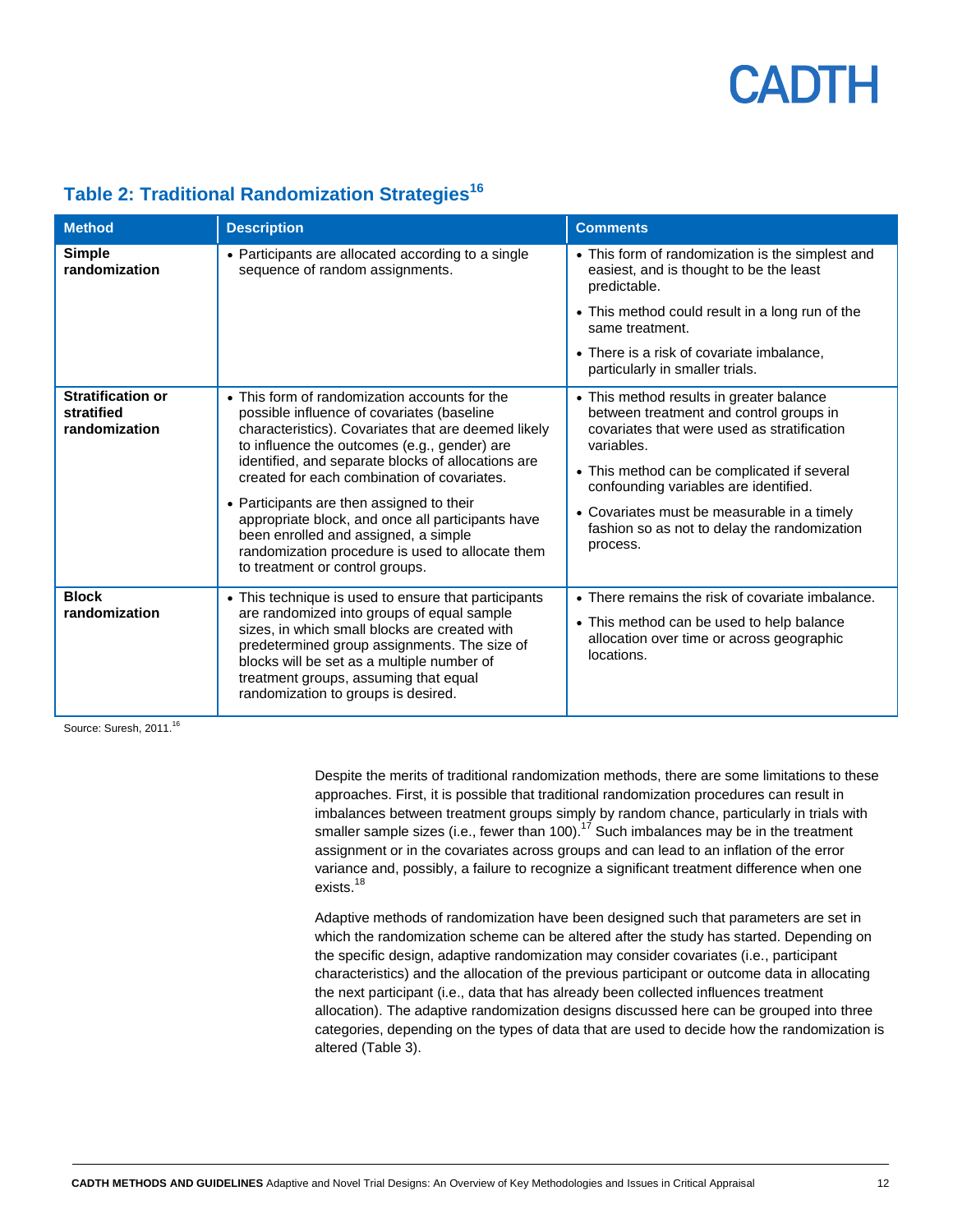### Table 2: Traditional Randomization Strategies[16]

| Method | Description | Comments |
|---|---|---|
| **Simple randomization** | • Participants are allocated according to a single sequence of random assignments. | • This form of randomization is the simplest and easiest, and is thought to be the least predictable. • This method could result in a long run of the same treatment. • There is a risk of covariate imbalance, particularly in smaller trials. |
| **Stratification or stratified randomization** | • This form of randomization accounts for the possible influence of covariates (baseline characteristics). Covariates that are deemed likely to influence the outcomes (e.g., gender) are identified, and separate blocks of allocations are created for each combination of covariates. • Participants are then assigned to their appropriate block, and once all participants have been enrolled and assigned, a simple randomization procedure is used to allocate them to treatment or control groups. | • This method results in greater balance between treatment and control groups in covariates that were used as stratification variables. • This method can be complicated if several confounding variables are identified. • Covariates must be measurable in a timely fashion so as not to delay the randomization process. |
| **Block randomization** | • This technique is used to ensure that participants are randomized into groups of equal sample sizes, in which small blocks are created with predetermined group assignments. The size of blocks will be set as a multiple number of treatment groups, assuming that equal randomization to groups is desired. | • There remains the risk of covariate imbalance. • This method can be used to help balance allocation over time or across geographic locations. |

Source: Suresh, 2011.[16]

Despite the merits of traditional randomization methods, there are some limitations to these approaches. First, it is possible that traditional randomization procedures can result in imbalances between treatment groups simply by random chance, particularly in trials with smaller sample sizes (i.e., fewer than 100).[17] Such imbalances may be in the treatment assignment or in the covariates across groups and can lead to an inflation of the error variance and, possibly, a failure to recognize a significant treatment difference when one exists.[18]

Adaptive methods of randomization have been designed such that parameters are set in which the randomization scheme can be altered after the study has started. Depending on the specific design, adaptive randomization may consider covariates (i.e., participant characteristics) and the allocation of the previous participant or outcome data in allocating the next participant (i.e., data that has already been collected influences treatment allocation). The adaptive randomization designs discussed here can be grouped into three categories, depending on the types of data that are used to decide how the randomization is altered (Table 3).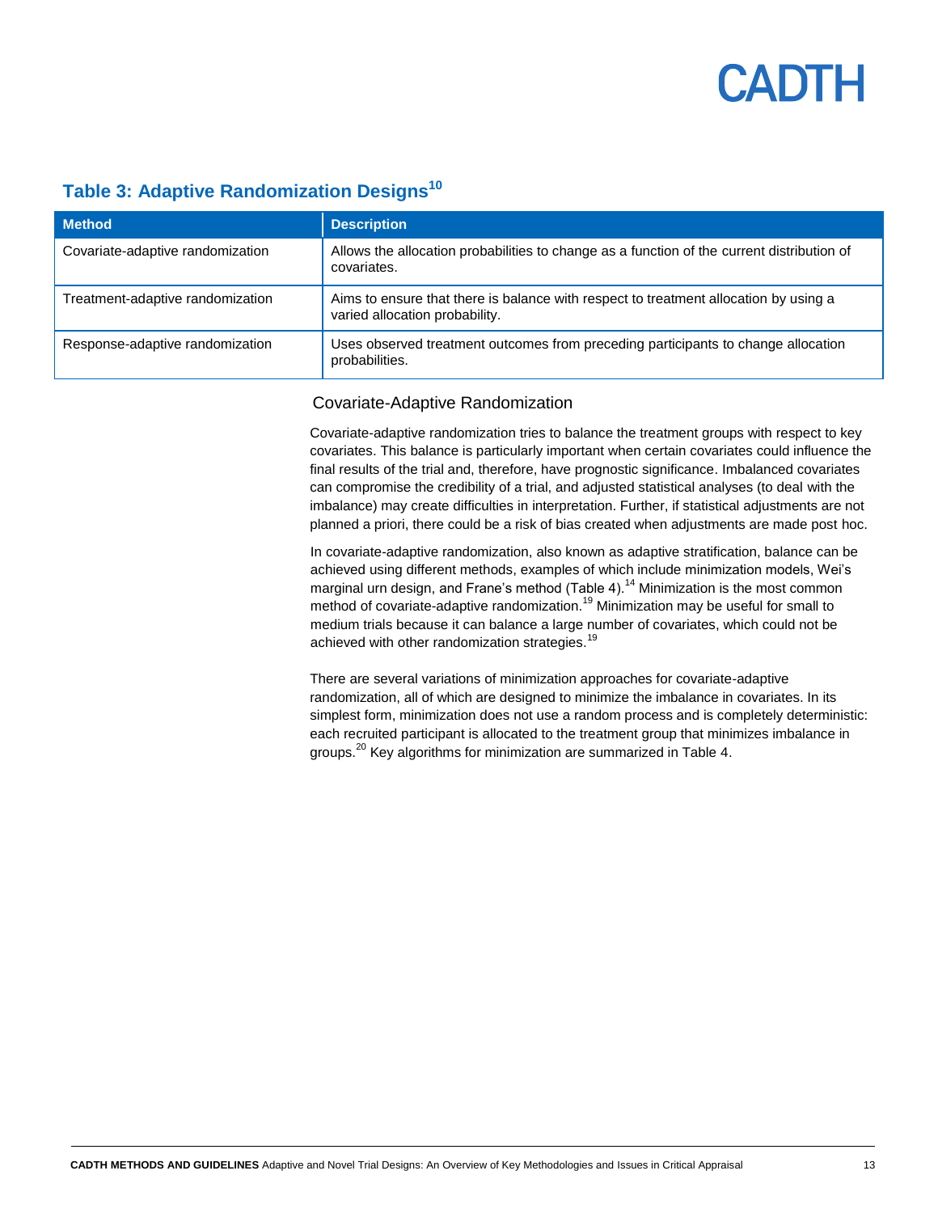### Table 3: Adaptive Randomization Designs[10]

| Method | Description |
|---|---|
| Covariate-adaptive randomization | Allows the allocation probabilities to change as a function of the current distribution of covariates. |
| Treatment-adaptive randomization | Aims to ensure that there is balance with respect to treatment allocation by using a varied allocation probability. |
| Response-adaptive randomization | Uses observed treatment outcomes from preceding participants to change allocation probabilities. |

#### Covariate-Adaptive Randomization

Covariate-adaptive randomization tries to balance the treatment groups with respect to key covariates. This balance is particularly important when certain covariates could influence the final results of the trial and, therefore, have prognostic significance. Imbalanced covariates can compromise the credibility of a trial, and adjusted statistical analyses (to deal with the imbalance) may create difficulties in interpretation. Further, if statistical adjustments are not planned a priori, there could be a risk of bias created when adjustments are made post hoc.

In covariate-adaptive randomization, also known as adaptive stratification, balance can be achieved using different methods, examples of which include minimization models, Wei's marginal urn design, and Frane's method (Table 4).[14] Minimization is the most common method of covariate-adaptive randomization.[19] Minimization may be useful for small to medium trials because it can balance a large number of covariates, which could not be achieved with other randomization strategies.[19]

There are several variations of minimization approaches for covariate-adaptive randomization, all of which are designed to minimize the imbalance in covariates. In its simplest form, minimization does not use a random process and is completely deterministic: each recruited participant is allocated to the treatment group that minimizes imbalance in groups.[20] Key algorithms for minimization are summarized in Table 4.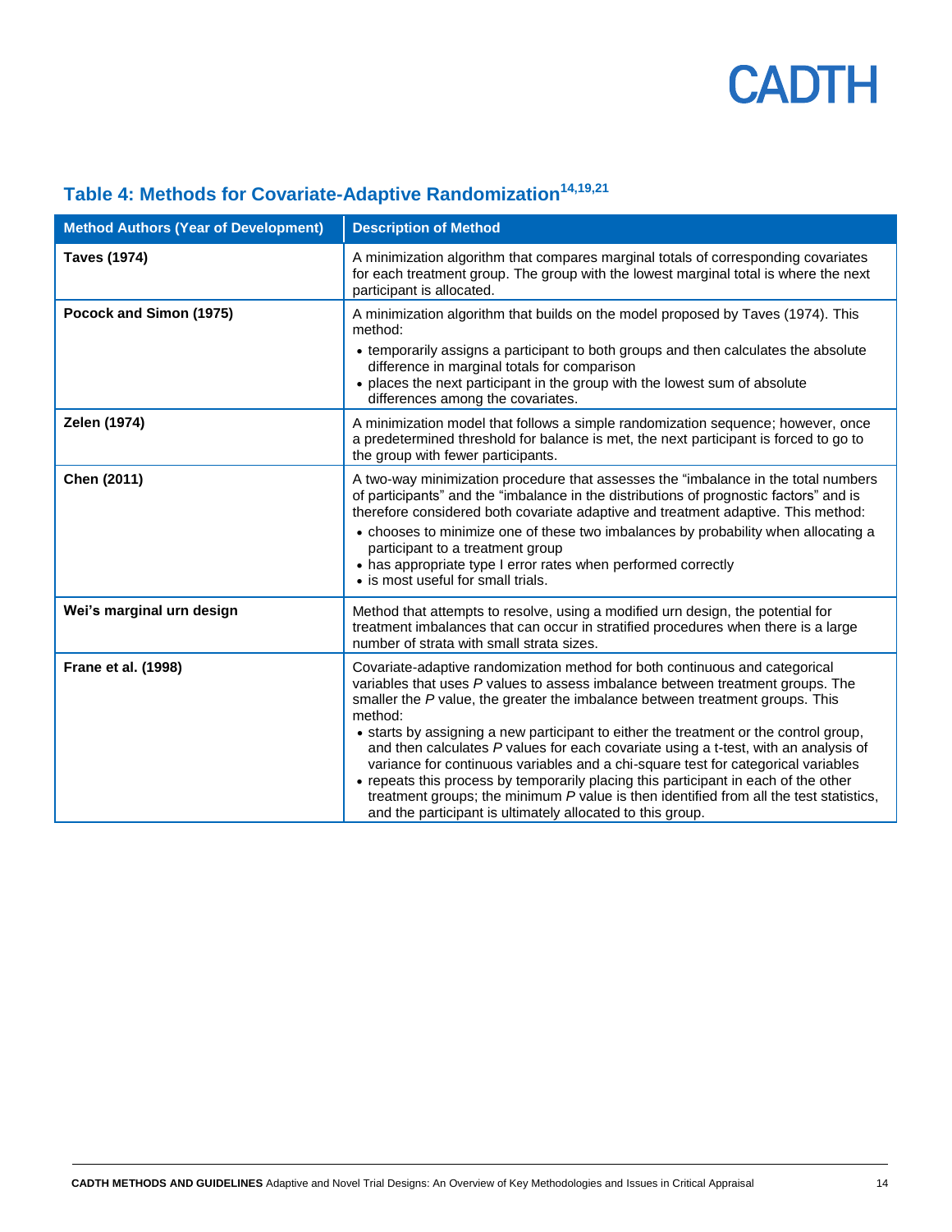## Table 4: Methods for Covariate-Adaptive Randomization[14,19,21]

| Method Authors (Year of Development) | Description of Method |
|---|---|
| **Taves (1974)** | A minimization algorithm that compares marginal totals of corresponding covariates for each treatment group. The group with the lowest marginal total is where the next participant is allocated. |
| **Pocock and Simon (1975)** | A minimization algorithm that builds on the model proposed by Taves (1974). This method:<br>• temporarily assigns a participant to both groups and then calculates the absolute difference in marginal totals for comparison<br>• places the next participant in the group with the lowest sum of absolute differences among the covariates. |
| **Zelen (1974)** | A minimization model that follows a simple randomization sequence; however, once a predetermined threshold for balance is met, the next participant is forced to go to the group with fewer participants. |
| **Chen (2011)** | A two-way minimization procedure that assesses the "imbalance in the total numbers of participants" and the "imbalance in the distributions of prognostic factors" and is therefore considered both covariate adaptive and treatment adaptive. This method:<br>• chooses to minimize one of these two imbalances by probability when allocating a participant to a treatment group<br>• has appropriate type I error rates when performed correctly<br>• is most useful for small trials. |
| **Wei's marginal urn design** | Method that attempts to resolve, using a modified urn design, the potential for treatment imbalances that can occur in stratified procedures when there is a large number of strata with small strata sizes. |
| **Frane et al. (1998)** | Covariate-adaptive randomization method for both continuous and categorical variables that uses *P* values to assess imbalance between treatment groups. The smaller the *P* value, the greater the imbalance between treatment groups. This method:<br>• starts by assigning a new participant to either the treatment or the control group, and then calculates *P* values for each covariate using a t-test, with an analysis of variance for continuous variables and a chi-square test for categorical variables<br>• repeats this process by temporarily placing this participant in each of the other treatment groups; the minimum *P* value is then identified from all the test statistics, and the participant is ultimately allocated to this group. |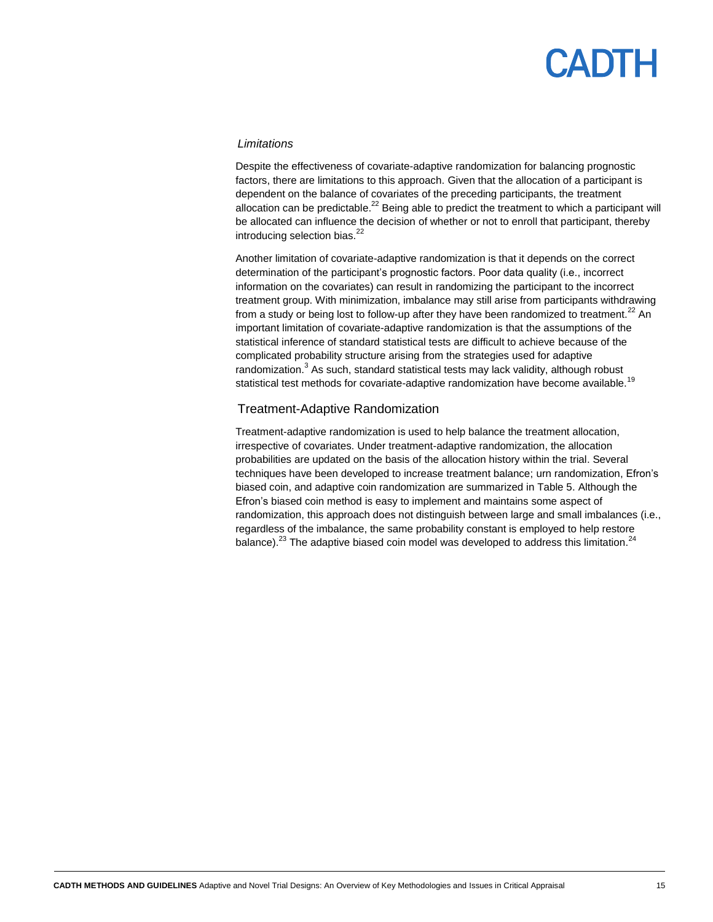#### *Limitations*

Despite the effectiveness of covariate-adaptive randomization for balancing prognostic factors, there are limitations to this approach. Given that the allocation of a participant is dependent on the balance of covariates of the preceding participants, the treatment allocation can be predictable.[22] Being able to predict the treatment to which a participant will be allocated can influence the decision of whether or not to enroll that participant, thereby introducing selection bias.[22]

Another limitation of covariate-adaptive randomization is that it depends on the correct determination of the participant's prognostic factors. Poor data quality (i.e., incorrect information on the covariates) can result in randomizing the participant to the incorrect treatment group. With minimization, imbalance may still arise from participants withdrawing from a study or being lost to follow-up after they have been randomized to treatment.[22] An important limitation of covariate-adaptive randomization is that the assumptions of the statistical inference of standard statistical tests are difficult to achieve because of the complicated probability structure arising from the strategies used for adaptive randomization.[3] As such, standard statistical tests may lack validity, although robust statistical test methods for covariate-adaptive randomization have become available.[19]

### Treatment-Adaptive Randomization

Treatment-adaptive randomization is used to help balance the treatment allocation, irrespective of covariates. Under treatment-adaptive randomization, the allocation probabilities are updated on the basis of the allocation history within the trial. Several techniques have been developed to increase treatment balance; urn randomization, Efron's biased coin, and adaptive coin randomization are summarized in Table 5. Although the Efron's biased coin method is easy to implement and maintains some aspect of randomization, this approach does not distinguish between large and small imbalances (i.e., regardless of the imbalance, the same probability constant is employed to help restore balance).[23] The adaptive biased coin model was developed to address this limitation.[24]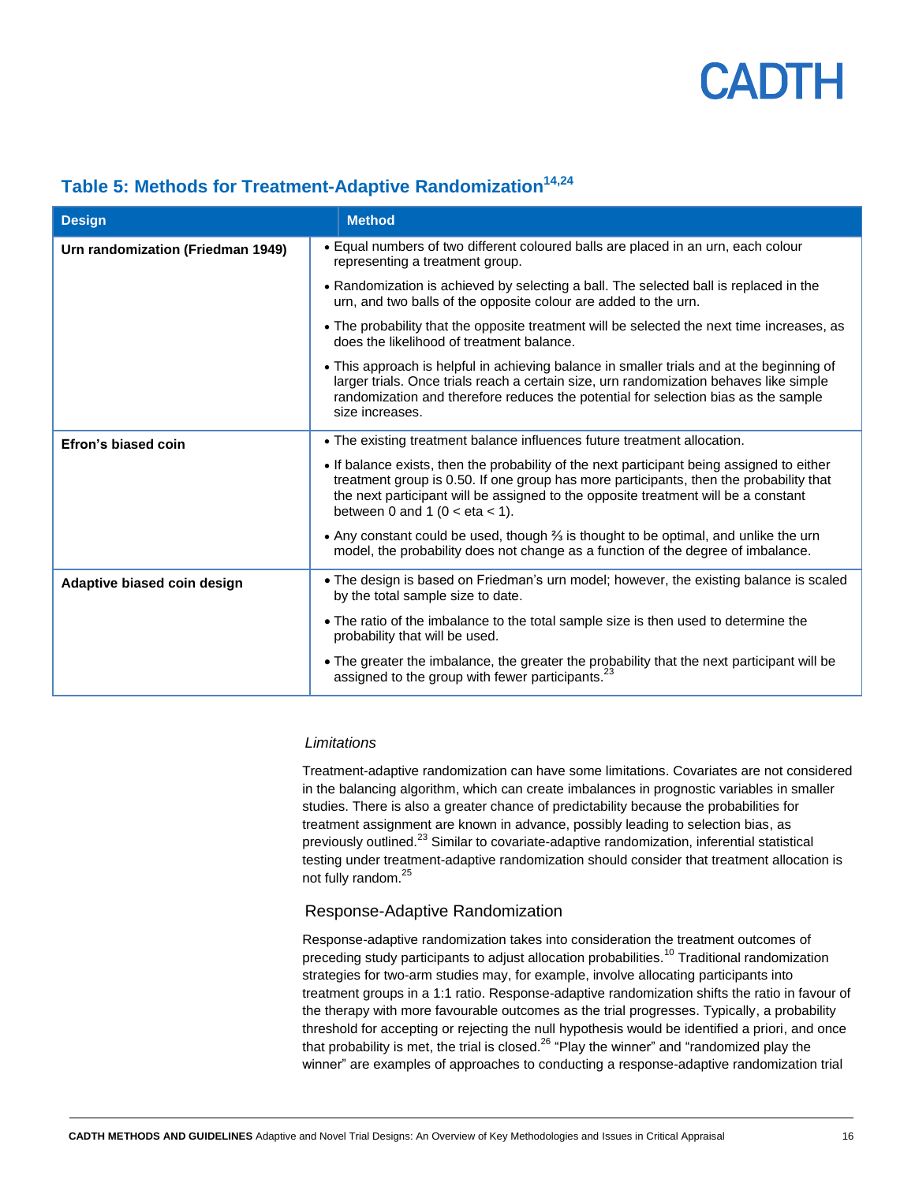## Table 5: Methods for Treatment-Adaptive Randomization[14,24]

| Design | Method |
|---|---|
| **Urn randomization (Friedman 1949)** | • Equal numbers of two different coloured balls are placed in an urn, each colour representing a treatment group.<br>• Randomization is achieved by selecting a ball. The selected ball is replaced in the urn, and two balls of the opposite colour are added to the urn.<br>• The probability that the opposite treatment will be selected the next time increases, as does the likelihood of treatment balance.<br>• This approach is helpful in achieving balance in smaller trials and at the beginning of larger trials. Once trials reach a certain size, urn randomization behaves like simple randomization and therefore reduces the potential for selection bias as the sample size increases. |
| **Efron's biased coin** | • The existing treatment balance influences future treatment allocation.<br>• If balance exists, then the probability of the next participant being assigned to either treatment group is 0.50. If one group has more participants, then the probability that the next participant will be assigned to the opposite treatment will be a constant between 0 and 1 (0 < eta < 1).<br>• Any constant could be used, though ⅔ is thought to be optimal, and unlike the urn model, the probability does not change as a function of the degree of imbalance. |
| **Adaptive biased coin design** | • The design is based on Friedman's urn model; however, the existing balance is scaled by the total sample size to date.<br>• The ratio of the imbalance to the total sample size is then used to determine the probability that will be used.<br>• The greater the imbalance, the greater the probability that the next participant will be assigned to the group with fewer participants.[23] |

*Limitations*

Treatment-adaptive randomization can have some limitations. Covariates are not considered in the balancing algorithm, which can create imbalances in prognostic variables in smaller studies. There is also a greater chance of predictability because the probabilities for treatment assignment are known in advance, possibly leading to selection bias, as previously outlined.[23] Similar to covariate-adaptive randomization, inferential statistical testing under treatment-adaptive randomization should consider that treatment allocation is not fully random.[25]

### Response-Adaptive Randomization

Response-adaptive randomization takes into consideration the treatment outcomes of preceding study participants to adjust allocation probabilities.[10] Traditional randomization strategies for two-arm studies may, for example, involve allocating participants into treatment groups in a 1:1 ratio. Response-adaptive randomization shifts the ratio in favour of the therapy with more favourable outcomes as the trial progresses. Typically, a probability threshold for accepting or rejecting the null hypothesis would be identified a priori, and once that probability is met, the trial is closed.[26] "Play the winner" and "randomized play the winner" are examples of approaches to conducting a response-adaptive randomization trial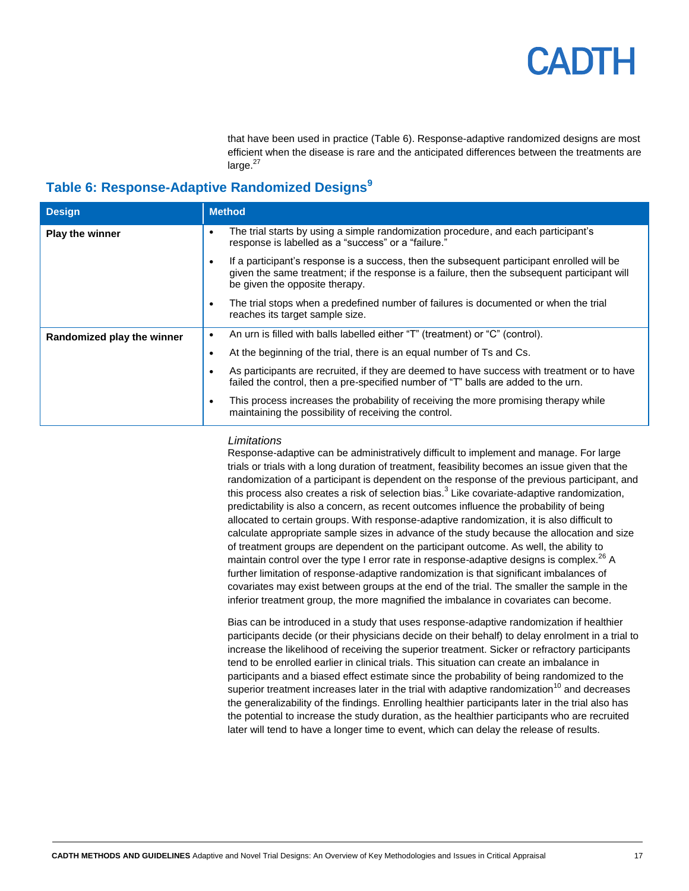that have been used in practice (Table 6). Response-adaptive randomized designs are most efficient when the disease is rare and the anticipated differences between the treatments are large.[27]

### Table 6: Response-Adaptive Randomized Designs[9]

| Design | Method |
|---|---|
| **Play the winner** | • The trial starts by using a simple randomization procedure, and each participant's response is labelled as a "success" or a "failure."<br>• If a participant's response is a success, then the subsequent participant enrolled will be given the same treatment; if the response is a failure, then the subsequent participant will be given the opposite therapy.<br>• The trial stops when a predefined number of failures is documented or when the trial reaches its target sample size. |
| **Randomized play the winner** | • An urn is filled with balls labelled either "T" (treatment) or "C" (control).<br>• At the beginning of the trial, there is an equal number of Ts and Cs.<br>• As participants are recruited, if they are deemed to have success with treatment or to have failed the control, then a pre-specified number of "T" balls are added to the urn.<br>• This process increases the probability of receiving the more promising therapy while maintaining the possibility of receiving the control. |

*Limitations*

Response-adaptive can be administratively difficult to implement and manage. For large trials or trials with a long duration of treatment, feasibility becomes an issue given that the randomization of a participant is dependent on the response of the previous participant, and this process also creates a risk of selection bias.[3] Like covariate-adaptive randomization, predictability is also a concern, as recent outcomes influence the probability of being allocated to certain groups. With response-adaptive randomization, it is also difficult to calculate appropriate sample sizes in advance of the study because the allocation and size of treatment groups are dependent on the participant outcome. As well, the ability to maintain control over the type I error rate in response-adaptive designs is complex.[26] A further limitation of response-adaptive randomization is that significant imbalances of covariates may exist between groups at the end of the trial. The smaller the sample in the inferior treatment group, the more magnified the imbalance in covariates can become.

Bias can be introduced in a study that uses response-adaptive randomization if healthier participants decide (or their physicians decide on their behalf) to delay enrolment in a trial to increase the likelihood of receiving the superior treatment. Sicker or refractory participants tend to be enrolled earlier in clinical trials. This situation can create an imbalance in participants and a biased effect estimate since the probability of being randomized to the superior treatment increases later in the trial with adaptive randomization[10] and decreases the generalizability of the findings. Enrolling healthier participants later in the trial also has the potential to increase the study duration, as the healthier participants who are recruited later will tend to have a longer time to event, which can delay the release of results.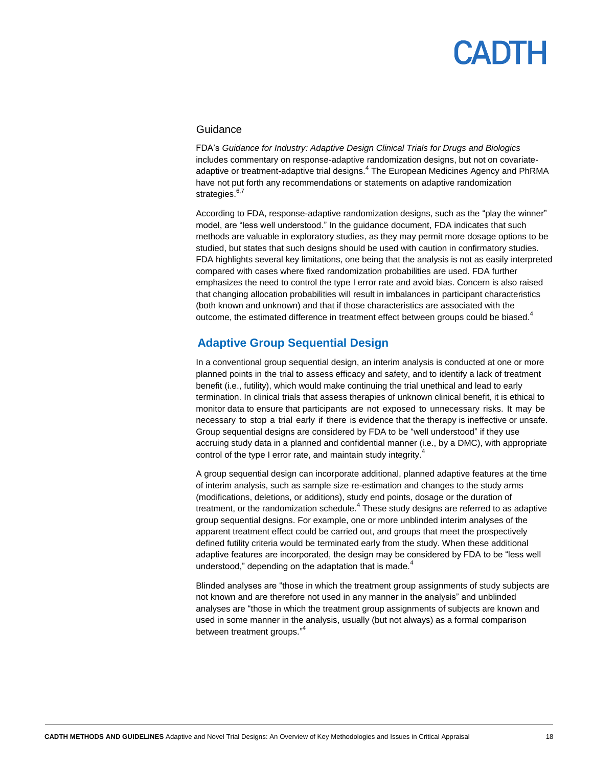### Guidance

FDA's *Guidance for Industry: Adaptive Design Clinical Trials for Drugs and Biologics* includes commentary on response-adaptive randomization designs, but not on covariate-adaptive or treatment-adaptive trial designs.[4] The European Medicines Agency and PhRMA have not put forth any recommendations or statements on adaptive randomization strategies.[6,7]

According to FDA, response-adaptive randomization designs, such as the "play the winner" model, are "less well understood." In the guidance document, FDA indicates that such methods are valuable in exploratory studies, as they may permit more dosage options to be studied, but states that such designs should be used with caution in confirmatory studies. FDA highlights several key limitations, one being that the analysis is not as easily interpreted compared with cases where fixed randomization probabilities are used. FDA further emphasizes the need to control the type I error rate and avoid bias. Concern is also raised that changing allocation probabilities will result in imbalances in participant characteristics (both known and unknown) and that if those characteristics are associated with the outcome, the estimated difference in treatment effect between groups could be biased.[4]

## Adaptive Group Sequential Design

In a conventional group sequential design, an interim analysis is conducted at one or more planned points in the trial to assess efficacy and safety, and to identify a lack of treatment benefit (i.e., futility), which would make continuing the trial unethical and lead to early termination. In clinical trials that assess therapies of unknown clinical benefit, it is ethical to monitor data to ensure that participants are not exposed to unnecessary risks. It may be necessary to stop a trial early if there is evidence that the therapy is ineffective or unsafe. Group sequential designs are considered by FDA to be "well understood" if they use accruing study data in a planned and confidential manner (i.e., by a DMC), with appropriate control of the type I error rate, and maintain study integrity.[4]

A group sequential design can incorporate additional, planned adaptive features at the time of interim analysis, such as sample size re-estimation and changes to the study arms (modifications, deletions, or additions), study end points, dosage or the duration of treatment, or the randomization schedule.[4] These study designs are referred to as adaptive group sequential designs. For example, one or more unblinded interim analyses of the apparent treatment effect could be carried out, and groups that meet the prospectively defined futility criteria would be terminated early from the study. When these additional adaptive features are incorporated, the design may be considered by FDA to be "less well understood," depending on the adaptation that is made.[4]

Blinded analyses are "those in which the treatment group assignments of study subjects are not known and are therefore not used in any manner in the analysis" and unblinded analyses are "those in which the treatment group assignments of subjects are known and used in some manner in the analysis, usually (but not always) as a formal comparison between treatment groups."[4]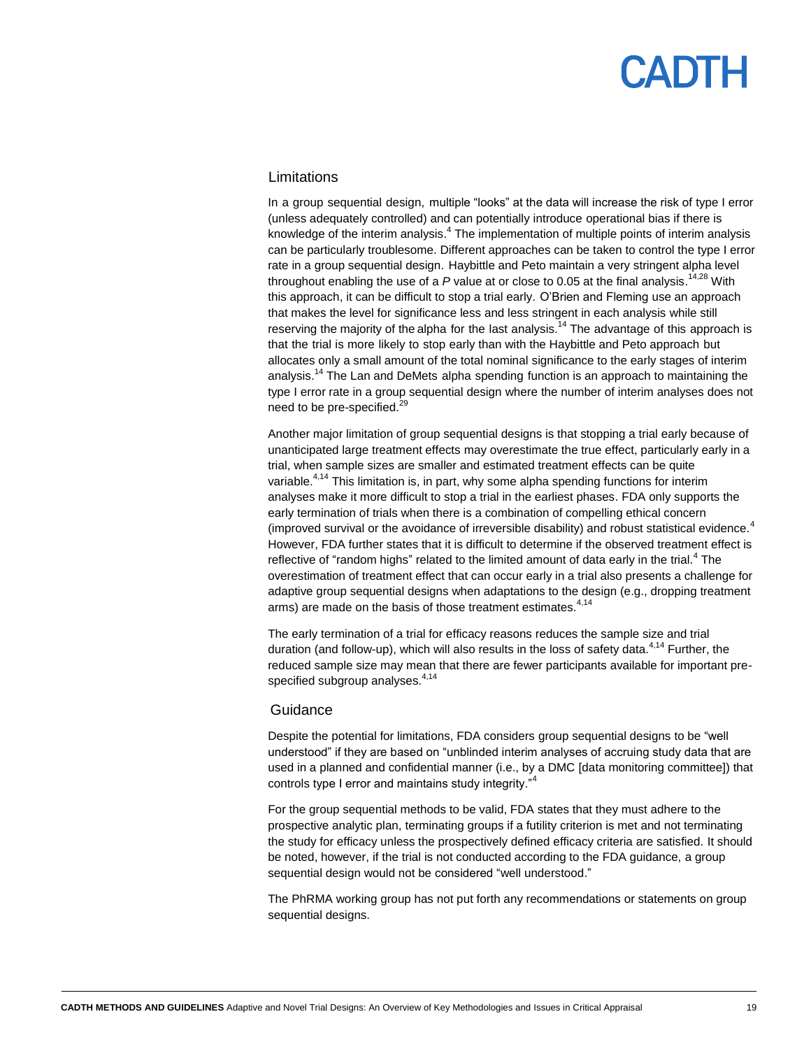### Limitations

In a group sequential design, multiple "looks" at the data will increase the risk of type I error (unless adequately controlled) and can potentially introduce operational bias if there is knowledge of the interim analysis.[4] The implementation of multiple points of interim analysis can be particularly troublesome. Different approaches can be taken to control the type I error rate in a group sequential design. Haybittle and Peto maintain a very stringent alpha level throughout enabling the use of a *P* value at or close to 0.05 at the final analysis.[14,28] With this approach, it can be difficult to stop a trial early. O'Brien and Fleming use an approach that makes the level for significance less and less stringent in each analysis while still reserving the majority of the alpha for the last analysis.[14] The advantage of this approach is that the trial is more likely to stop early than with the Haybittle and Peto approach but allocates only a small amount of the total nominal significance to the early stages of interim analysis.[14] The Lan and DeMets alpha spending function is an approach to maintaining the type I error rate in a group sequential design where the number of interim analyses does not need to be pre-specified.[29]

Another major limitation of group sequential designs is that stopping a trial early because of unanticipated large treatment effects may overestimate the true effect, particularly early in a trial, when sample sizes are smaller and estimated treatment effects can be quite variable.[4,14] This limitation is, in part, why some alpha spending functions for interim analyses make it more difficult to stop a trial in the earliest phases. FDA only supports the early termination of trials when there is a combination of compelling ethical concern (improved survival or the avoidance of irreversible disability) and robust statistical evidence.[4] However, FDA further states that it is difficult to determine if the observed treatment effect is reflective of "random highs" related to the limited amount of data early in the trial.[4] The overestimation of treatment effect that can occur early in a trial also presents a challenge for adaptive group sequential designs when adaptations to the design (e.g., dropping treatment arms) are made on the basis of those treatment estimates.[4,14]

The early termination of a trial for efficacy reasons reduces the sample size and trial duration (and follow-up), which will also results in the loss of safety data.[4,14] Further, the reduced sample size may mean that there are fewer participants available for important pre-specified subgroup analyses.[4,14]

### Guidance

Despite the potential for limitations, FDA considers group sequential designs to be "well understood" if they are based on "unblinded interim analyses of accruing study data that are used in a planned and confidential manner (i.e., by a DMC [data monitoring committee]) that controls type I error and maintains study integrity."[4]

For the group sequential methods to be valid, FDA states that they must adhere to the prospective analytic plan, terminating groups if a futility criterion is met and not terminating the study for efficacy unless the prospectively defined efficacy criteria are satisfied. It should be noted, however, if the trial is not conducted according to the FDA guidance, a group sequential design would not be considered "well understood."

The PhRMA working group has not put forth any recommendations or statements on group sequential designs.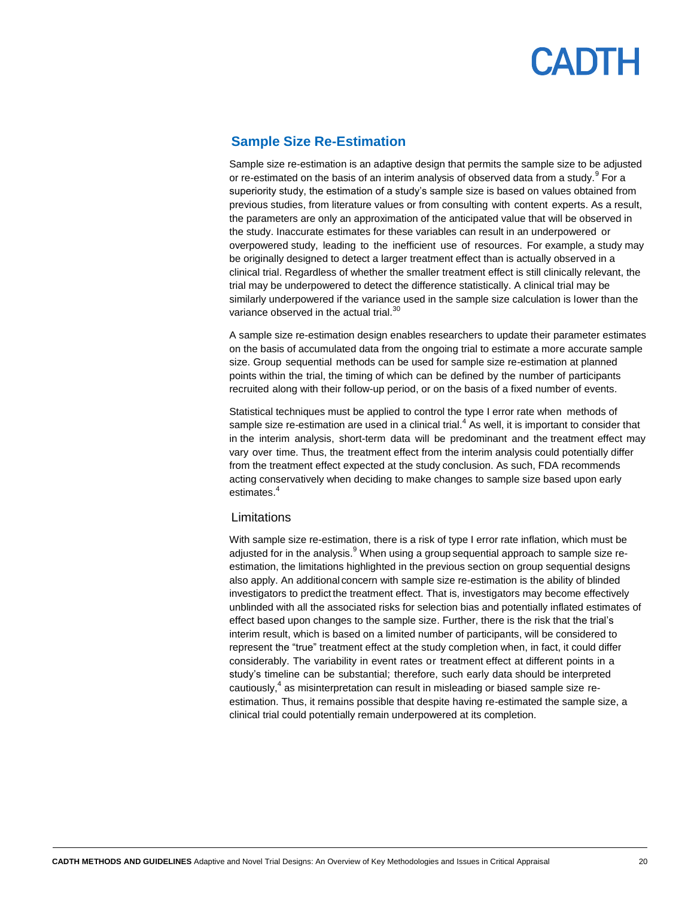## Sample Size Re-Estimation

Sample size re-estimation is an adaptive design that permits the sample size to be adjusted or re-estimated on the basis of an interim analysis of observed data from a study.[9] For a superiority study, the estimation of a study's sample size is based on values obtained from previous studies, from literature values or from consulting with content experts. As a result, the parameters are only an approximation of the anticipated value that will be observed in the study. Inaccurate estimates for these variables can result in an underpowered or overpowered study, leading to the inefficient use of resources. For example, a study may be originally designed to detect a larger treatment effect than is actually observed in a clinical trial. Regardless of whether the smaller treatment effect is still clinically relevant, the trial may be underpowered to detect the difference statistically. A clinical trial may be similarly underpowered if the variance used in the sample size calculation is lower than the variance observed in the actual trial.[30]

A sample size re-estimation design enables researchers to update their parameter estimates on the basis of accumulated data from the ongoing trial to estimate a more accurate sample size. Group sequential methods can be used for sample size re-estimation at planned points within the trial, the timing of which can be defined by the number of participants recruited along with their follow-up period, or on the basis of a fixed number of events.

Statistical techniques must be applied to control the type I error rate when methods of sample size re-estimation are used in a clinical trial.[4] As well, it is important to consider that in the interim analysis, short-term data will be predominant and the treatment effect may vary over time. Thus, the treatment effect from the interim analysis could potentially differ from the treatment effect expected at the study conclusion. As such, FDA recommends acting conservatively when deciding to make changes to sample size based upon early estimates.[4]

### Limitations

With sample size re-estimation, there is a risk of type I error rate inflation, which must be adjusted for in the analysis.[9] When using a group sequential approach to sample size re-estimation, the limitations highlighted in the previous section on group sequential designs also apply. An additional concern with sample size re-estimation is the ability of blinded investigators to predict the treatment effect. That is, investigators may become effectively unblinded with all the associated risks for selection bias and potentially inflated estimates of effect based upon changes to the sample size. Further, there is the risk that the trial's interim result, which is based on a limited number of participants, will be considered to represent the "true" treatment effect at the study completion when, in fact, it could differ considerably. The variability in event rates or treatment effect at different points in a study's timeline can be substantial; therefore, such early data should be interpreted cautiously,[4] as misinterpretation can result in misleading or biased sample size re-estimation. Thus, it remains possible that despite having re-estimated the sample size, a clinical trial could potentially remain underpowered at its completion.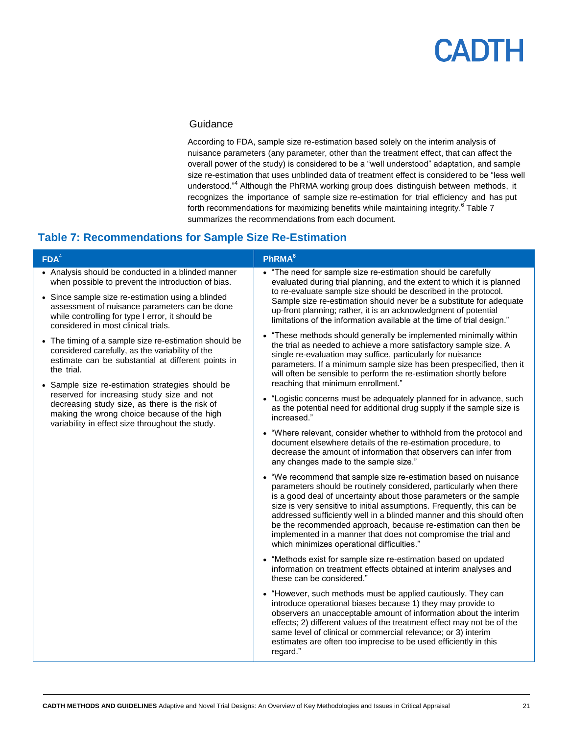### Guidance

According to FDA, sample size re-estimation based solely on the interim analysis of nuisance parameters (any parameter, other than the treatment effect, that can affect the overall power of the study) is considered to be a "well understood" adaptation, and sample size re-estimation that uses unblinded data of treatment effect is considered to be "less well understood."[4] Although the PhRMA working group does distinguish between methods, it recognizes the importance of sample size re-estimation for trial efficiency and has put forth recommendations for maximizing benefits while maintaining integrity.[6] Table 7 summarizes the recommendations from each document.

## Table 7: Recommendations for Sample Size Re-Estimation

| FDA[4] | PhRMA[6] |
|---|---|
| • Analysis should be conducted in a blinded manner when possible to prevent the introduction of bias.<br>• Since sample size re-estimation using a blinded assessment of nuisance parameters can be done while controlling for type I error, it should be considered in most clinical trials.<br>• The timing of a sample size re-estimation should be considered carefully, as the variability of the estimate can be substantial at different points in the trial.<br>• Sample size re-estimation strategies should be reserved for increasing study size and not decreasing study size, as there is the risk of making the wrong choice because of the high variability in effect size throughout the study. | • "The need for sample size re-estimation should be carefully evaluated during trial planning, and the extent to which it is planned to re-evaluate sample size should be described in the protocol. Sample size re-estimation should never be a substitute for adequate up-front planning; rather, it is an acknowledgment of potential limitations of the information available at the time of trial design."<br>• "These methods should generally be implemented minimally within the trial as needed to achieve a more satisfactory sample size. A single re-evaluation may suffice, particularly for nuisance parameters. If a minimum sample size has been prespecified, then it will often be sensible to perform the re-estimation shortly before reaching that minimum enrollment."<br>• "Logistic concerns must be adequately planned for in advance, such as the potential need for additional drug supply if the sample size is increased."<br>• "Where relevant, consider whether to withhold from the protocol and document elsewhere details of the re-estimation procedure, to decrease the amount of information that observers can infer from any changes made to the sample size."<br>• "We recommend that sample size re-estimation based on nuisance parameters should be routinely considered, particularly when there is a good deal of uncertainty about those parameters or the sample size is very sensitive to initial assumptions. Frequently, this can be addressed sufficiently well in a blinded manner and this should often be the recommended approach, because re-estimation can then be implemented in a manner that does not compromise the trial and which minimizes operational difficulties."<br>• "Methods exist for sample size re-estimation based on updated information on treatment effects obtained at interim analyses and these can be considered."<br>• "However, such methods must be applied cautiously. They can introduce operational biases because 1) they may provide to observers an unacceptable amount of information about the interim effects; 2) different values of the treatment effect may not be of the same level of clinical or commercial relevance; or 3) interim estimates are often too imprecise to be used efficiently in this regard." |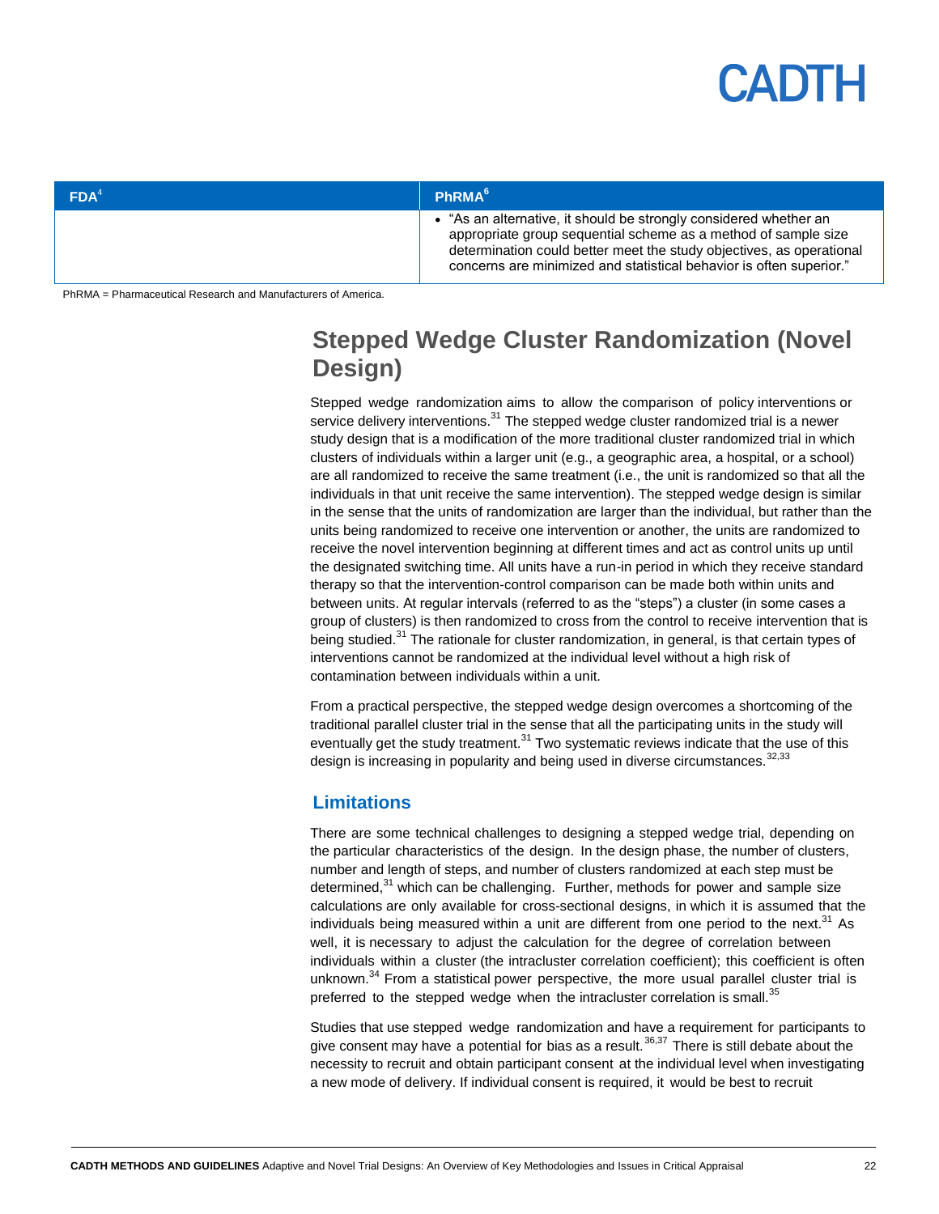| FDA[4] | PhRMA[6] |
| --- | --- |
| | • "As an alternative, it should be strongly considered whether an appropriate group sequential scheme as a method of sample size determination could better meet the study objectives, as operational concerns are minimized and statistical behavior is often superior." |

PhRMA = Pharmaceutical Research and Manufacturers of America.

## Stepped Wedge Cluster Randomization (Novel Design)

Stepped wedge randomization aims to allow the comparison of policy interventions or service delivery interventions.[31] The stepped wedge cluster randomized trial is a newer study design that is a modification of the more traditional cluster randomized trial in which clusters of individuals within a larger unit (e.g., a geographic area, a hospital, or a school) are all randomized to receive the same treatment (i.e., the unit is randomized so that all the individuals in that unit receive the same intervention). The stepped wedge design is similar in the sense that the units of randomization are larger than the individual, but rather than the units being randomized to receive one intervention or another, the units are randomized to receive the novel intervention beginning at different times and act as control units up until the designated switching time. All units have a run-in period in which they receive standard therapy so that the intervention-control comparison can be made both within units and between units. At regular intervals (referred to as the "steps") a cluster (in some cases a group of clusters) is then randomized to cross from the control to receive intervention that is being studied.[31] The rationale for cluster randomization, in general, is that certain types of interventions cannot be randomized at the individual level without a high risk of contamination between individuals within a unit.

From a practical perspective, the stepped wedge design overcomes a shortcoming of the traditional parallel cluster trial in the sense that all the participating units in the study will eventually get the study treatment.[31] Two systematic reviews indicate that the use of this design is increasing in popularity and being used in diverse circumstances.[32,33]

### Limitations

There are some technical challenges to designing a stepped wedge trial, depending on the particular characteristics of the design. In the design phase, the number of clusters, number and length of steps, and number of clusters randomized at each step must be determined,[31] which can be challenging. Further, methods for power and sample size calculations are only available for cross-sectional designs, in which it is assumed that the individuals being measured within a unit are different from one period to the next.[31] As well, it is necessary to adjust the calculation for the degree of correlation between individuals within a cluster (the intracluster correlation coefficient); this coefficient is often unknown.[34] From a statistical power perspective, the more usual parallel cluster trial is preferred to the stepped wedge when the intracluster correlation is small.[35]

Studies that use stepped wedge randomization and have a requirement for participants to give consent may have a potential for bias as a result.[36,37] There is still debate about the necessity to recruit and obtain participant consent at the individual level when investigating a new mode of delivery. If individual consent is required, it would be best to recruit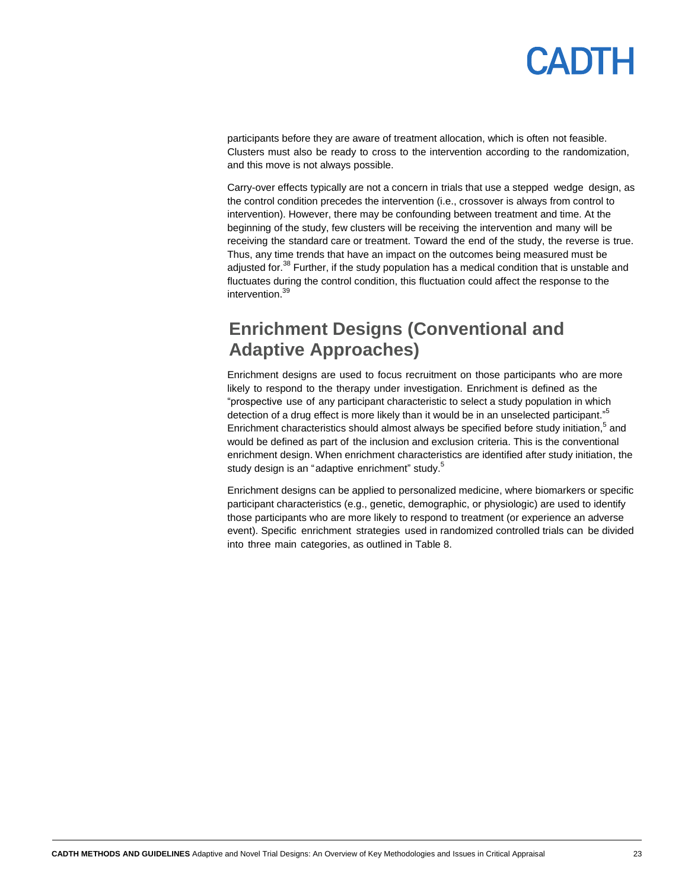participants before they are aware of treatment allocation, which is often not feasible. Clusters must also be ready to cross to the intervention according to the randomization, and this move is not always possible.

Carry-over effects typically are not a concern in trials that use a stepped wedge design, as the control condition precedes the intervention (i.e., crossover is always from control to intervention). However, there may be confounding between treatment and time. At the beginning of the study, few clusters will be receiving the intervention and many will be receiving the standard care or treatment. Toward the end of the study, the reverse is true. Thus, any time trends that have an impact on the outcomes being measured must be adjusted for.[38] Further, if the study population has a medical condition that is unstable and fluctuates during the control condition, this fluctuation could affect the response to the intervention.[39]

## Enrichment Designs (Conventional and Adaptive Approaches)

Enrichment designs are used to focus recruitment on those participants who are more likely to respond to the therapy under investigation. Enrichment is defined as the "prospective use of any participant characteristic to select a study population in which detection of a drug effect is more likely than it would be in an unselected participant."[5] Enrichment characteristics should almost always be specified before study initiation,[5] and would be defined as part of the inclusion and exclusion criteria. This is the conventional enrichment design. When enrichment characteristics are identified after study initiation, the study design is an "adaptive enrichment" study.[5]

Enrichment designs can be applied to personalized medicine, where biomarkers or specific participant characteristics (e.g., genetic, demographic, or physiologic) are used to identify those participants who are more likely to respond to treatment (or experience an adverse event). Specific enrichment strategies used in randomized controlled trials can be divided into three main categories, as outlined in Table 8.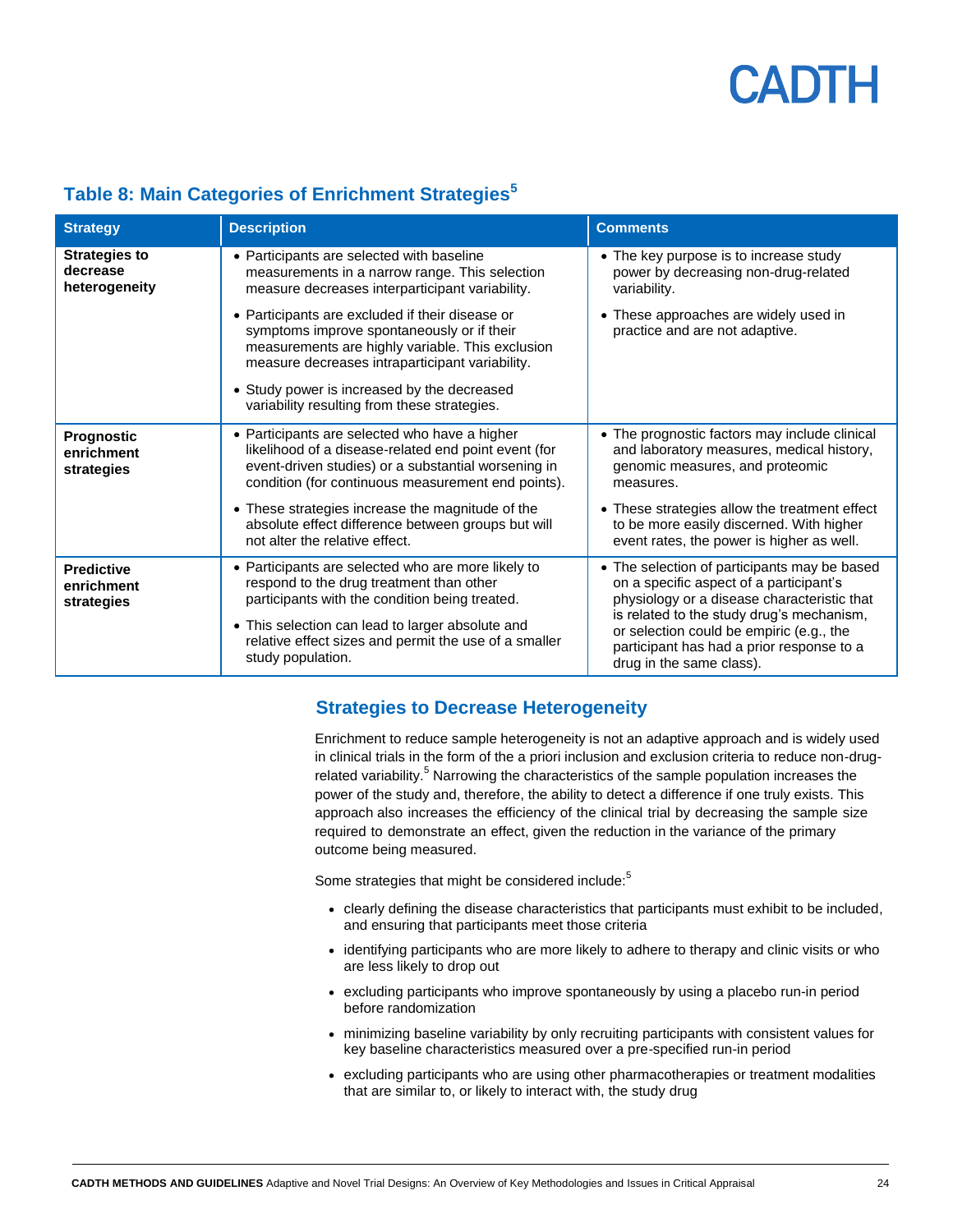## Table 8: Main Categories of Enrichment Strategies[5]

| Strategy | Description | Comments |
|---|---|---|
| **Strategies to decrease heterogeneity** | • Participants are selected with baseline measurements in a narrow range. This selection measure decreases interparticipant variability.<br>• Participants are excluded if their disease or symptoms improve spontaneously or if their measurements are highly variable. This exclusion measure decreases intraparticipant variability.<br>• Study power is increased by the decreased variability resulting from these strategies. | • The key purpose is to increase study power by decreasing non-drug-related variability.<br>• These approaches are widely used in practice and are not adaptive. |
| **Prognostic enrichment strategies** | • Participants are selected who have a higher likelihood of a disease-related end point event (for event-driven studies) or a substantial worsening in condition (for continuous measurement end points).<br>• These strategies increase the magnitude of the absolute effect difference between groups but will not alter the relative effect. | • The prognostic factors may include clinical and laboratory measures, medical history, genomic measures, and proteomic measures.<br>• These strategies allow the treatment effect to be more easily discerned. With higher event rates, the power is higher as well. |
| **Predictive enrichment strategies** | • Participants are selected who are more likely to respond to the drug treatment than other participants with the condition being treated.<br>• This selection can lead to larger absolute and relative effect sizes and permit the use of a smaller study population. | • The selection of participants may be based on a specific aspect of a participant's physiology or a disease characteristic that is related to the study drug's mechanism, or selection could be empiric (e.g., the participant has had a prior response to a drug in the same class). |

### Strategies to Decrease Heterogeneity

Enrichment to reduce sample heterogeneity is not an adaptive approach and is widely used in clinical trials in the form of the a priori inclusion and exclusion criteria to reduce non-drug-related variability.[5] Narrowing the characteristics of the sample population increases the power of the study and, therefore, the ability to detect a difference if one truly exists. This approach also increases the efficiency of the clinical trial by decreasing the sample size required to demonstrate an effect, given the reduction in the variance of the primary outcome being measured.

Some strategies that might be considered include:[5]

- clearly defining the disease characteristics that participants must exhibit to be included, and ensuring that participants meet those criteria
- identifying participants who are more likely to adhere to therapy and clinic visits or who are less likely to drop out
- excluding participants who improve spontaneously by using a placebo run-in period before randomization
- minimizing baseline variability by only recruiting participants with consistent values for key baseline characteristics measured over a pre-specified run-in period
- excluding participants who are using other pharmacotherapies or treatment modalities that are similar to, or likely to interact with, the study drug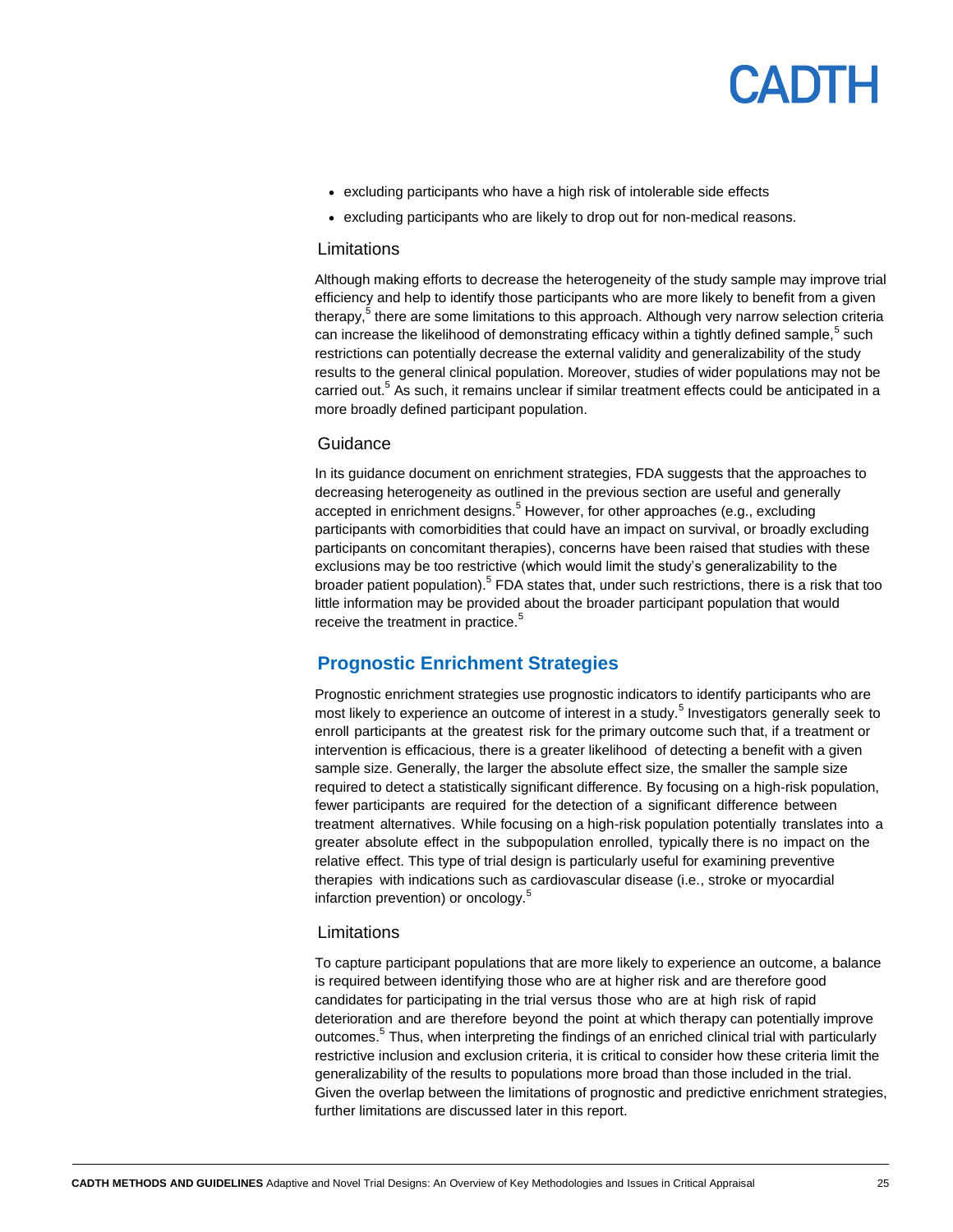- excluding participants who have a high risk of intolerable side effects
- excluding participants who are likely to drop out for non-medical reasons.

### Limitations

Although making efforts to decrease the heterogeneity of the study sample may improve trial efficiency and help to identify those participants who are more likely to benefit from a given therapy,[5] there are some limitations to this approach. Although very narrow selection criteria can increase the likelihood of demonstrating efficacy within a tightly defined sample,[5] such restrictions can potentially decrease the external validity and generalizability of the study results to the general clinical population. Moreover, studies of wider populations may not be carried out.[5] As such, it remains unclear if similar treatment effects could be anticipated in a more broadly defined participant population.

### Guidance

In its guidance document on enrichment strategies, FDA suggests that the approaches to decreasing heterogeneity as outlined in the previous section are useful and generally accepted in enrichment designs.[5] However, for other approaches (e.g., excluding participants with comorbidities that could have an impact on survival, or broadly excluding participants on concomitant therapies), concerns have been raised that studies with these exclusions may be too restrictive (which would limit the study's generalizability to the broader patient population).[5] FDA states that, under such restrictions, there is a risk that too little information may be provided about the broader participant population that would receive the treatment in practice.[5]

## Prognostic Enrichment Strategies

Prognostic enrichment strategies use prognostic indicators to identify participants who are most likely to experience an outcome of interest in a study.[5] Investigators generally seek to enroll participants at the greatest risk for the primary outcome such that, if a treatment or intervention is efficacious, there is a greater likelihood of detecting a benefit with a given sample size. Generally, the larger the absolute effect size, the smaller the sample size required to detect a statistically significant difference. By focusing on a high-risk population, fewer participants are required for the detection of a significant difference between treatment alternatives. While focusing on a high-risk population potentially translates into a greater absolute effect in the subpopulation enrolled, typically there is no impact on the relative effect. This type of trial design is particularly useful for examining preventive therapies with indications such as cardiovascular disease (i.e., stroke or myocardial infarction prevention) or oncology.[5]

### Limitations

To capture participant populations that are more likely to experience an outcome, a balance is required between identifying those who are at higher risk and are therefore good candidates for participating in the trial versus those who are at high risk of rapid deterioration and are therefore beyond the point at which therapy can potentially improve outcomes.[5] Thus, when interpreting the findings of an enriched clinical trial with particularly restrictive inclusion and exclusion criteria, it is critical to consider how these criteria limit the generalizability of the results to populations more broad than those included in the trial. Given the overlap between the limitations of prognostic and predictive enrichment strategies, further limitations are discussed later in this report.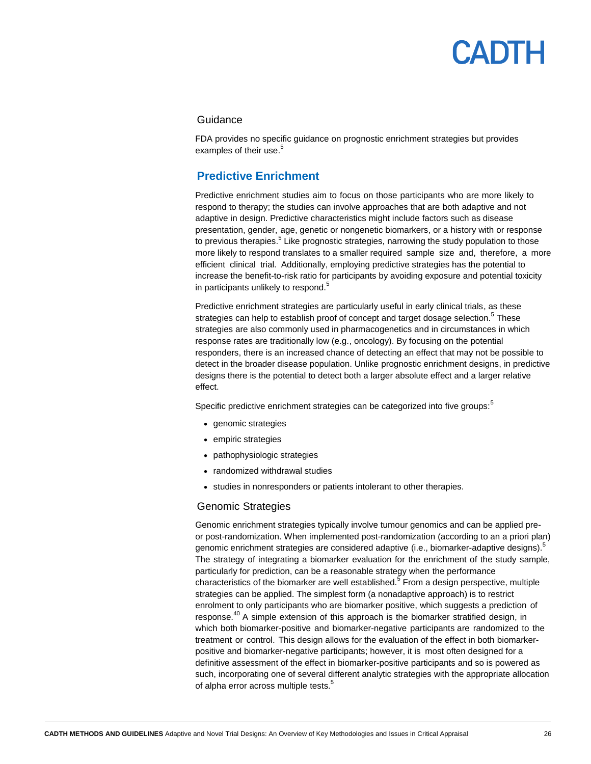### Guidance

FDA provides no specific guidance on prognostic enrichment strategies but provides examples of their use.[5]

## Predictive Enrichment

Predictive enrichment studies aim to focus on those participants who are more likely to respond to therapy; the studies can involve approaches that are both adaptive and not adaptive in design. Predictive characteristics might include factors such as disease presentation, gender, age, genetic or nongenetic biomarkers, or a history with or response to previous therapies.[5] Like prognostic strategies, narrowing the study population to those more likely to respond translates to a smaller required sample size and, therefore, a more efficient clinical trial. Additionally, employing predictive strategies has the potential to increase the benefit-to-risk ratio for participants by avoiding exposure and potential toxicity in participants unlikely to respond.[5]

Predictive enrichment strategies are particularly useful in early clinical trials, as these strategies can help to establish proof of concept and target dosage selection.[5] These strategies are also commonly used in pharmacogenetics and in circumstances in which response rates are traditionally low (e.g., oncology). By focusing on the potential responders, there is an increased chance of detecting an effect that may not be possible to detect in the broader disease population. Unlike prognostic enrichment designs, in predictive designs there is the potential to detect both a larger absolute effect and a larger relative effect.

Specific predictive enrichment strategies can be categorized into five groups:[5]

- genomic strategies
- empiric strategies
- pathophysiologic strategies
- randomized withdrawal studies
- studies in nonresponders or patients intolerant to other therapies.

### Genomic Strategies

Genomic enrichment strategies typically involve tumour genomics and can be applied pre- or post-randomization. When implemented post-randomization (according to an a priori plan) genomic enrichment strategies are considered adaptive (i.e., biomarker-adaptive designs).[5] The strategy of integrating a biomarker evaluation for the enrichment of the study sample, particularly for prediction, can be a reasonable strategy when the performance characteristics of the biomarker are well established.[5] From a design perspective, multiple strategies can be applied. The simplest form (a nonadaptive approach) is to restrict enrolment to only participants who are biomarker positive, which suggests a prediction of response.[40] A simple extension of this approach is the biomarker stratified design, in which both biomarker-positive and biomarker-negative participants are randomized to the treatment or control. This design allows for the evaluation of the effect in both biomarker-positive and biomarker-negative participants; however, it is most often designed for a definitive assessment of the effect in biomarker-positive participants and so is powered as such, incorporating one of several different analytic strategies with the appropriate allocation of alpha error across multiple tests.[5]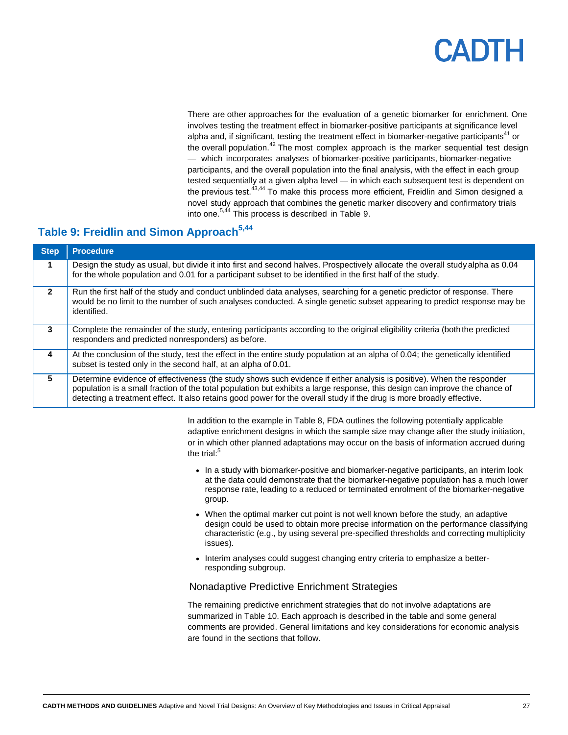There are other approaches for the evaluation of a genetic biomarker for enrichment. One involves testing the treatment effect in biomarker-positive participants at significance level alpha and, if significant, testing the treatment effect in biomarker-negative participants[41] or the overall population.[42] The most complex approach is the marker sequential test design — which incorporates analyses of biomarker-positive participants, biomarker-negative participants, and the overall population into the final analysis, with the effect in each group tested sequentially at a given alpha level — in which each subsequent test is dependent on the previous test.[43,44] To make this process more efficient, Freidlin and Simon designed a novel study approach that combines the genetic marker discovery and confirmatory trials into one.[5,44] This process is described in Table 9.

## Table 9: Freidlin and Simon Approach[5,44]

| Step | Procedure |
|---|---|
| 1 | Design the study as usual, but divide it into first and second halves. Prospectively allocate the overall study alpha as 0.04 for the whole population and 0.01 for a participant subset to be identified in the first half of the study. |
| 2 | Run the first half of the study and conduct unblinded data analyses, searching for a genetic predictor of response. There would be no limit to the number of such analyses conducted. A single genetic subset appearing to predict response may be identified. |
| 3 | Complete the remainder of the study, entering participants according to the original eligibility criteria (both the predicted responders and predicted nonresponders) as before. |
| 4 | At the conclusion of the study, test the effect in the entire study population at an alpha of 0.04; the genetically identified subset is tested only in the second half, at an alpha of 0.01. |
| 5 | Determine evidence of effectiveness (the study shows such evidence if either analysis is positive). When the responder population is a small fraction of the total population but exhibits a large response, this design can improve the chance of detecting a treatment effect. It also retains good power for the overall study if the drug is more broadly effective. |

In addition to the example in Table 8, FDA outlines the following potentially applicable adaptive enrichment designs in which the sample size may change after the study initiation, or in which other planned adaptations may occur on the basis of information accrued during the trial:[5]

- In a study with biomarker-positive and biomarker-negative participants, an interim look at the data could demonstrate that the biomarker-negative population has a much lower response rate, leading to a reduced or terminated enrolment of the biomarker-negative group.
- When the optimal marker cut point is not well known before the study, an adaptive design could be used to obtain more precise information on the performance classifying characteristic (e.g., by using several pre-specified thresholds and correcting multiplicity issues).
- Interim analyses could suggest changing entry criteria to emphasize a better-responding subgroup.

### Nonadaptive Predictive Enrichment Strategies

The remaining predictive enrichment strategies that do not involve adaptations are summarized in Table 10. Each approach is described in the table and some general comments are provided. General limitations and key considerations for economic analysis are found in the sections that follow.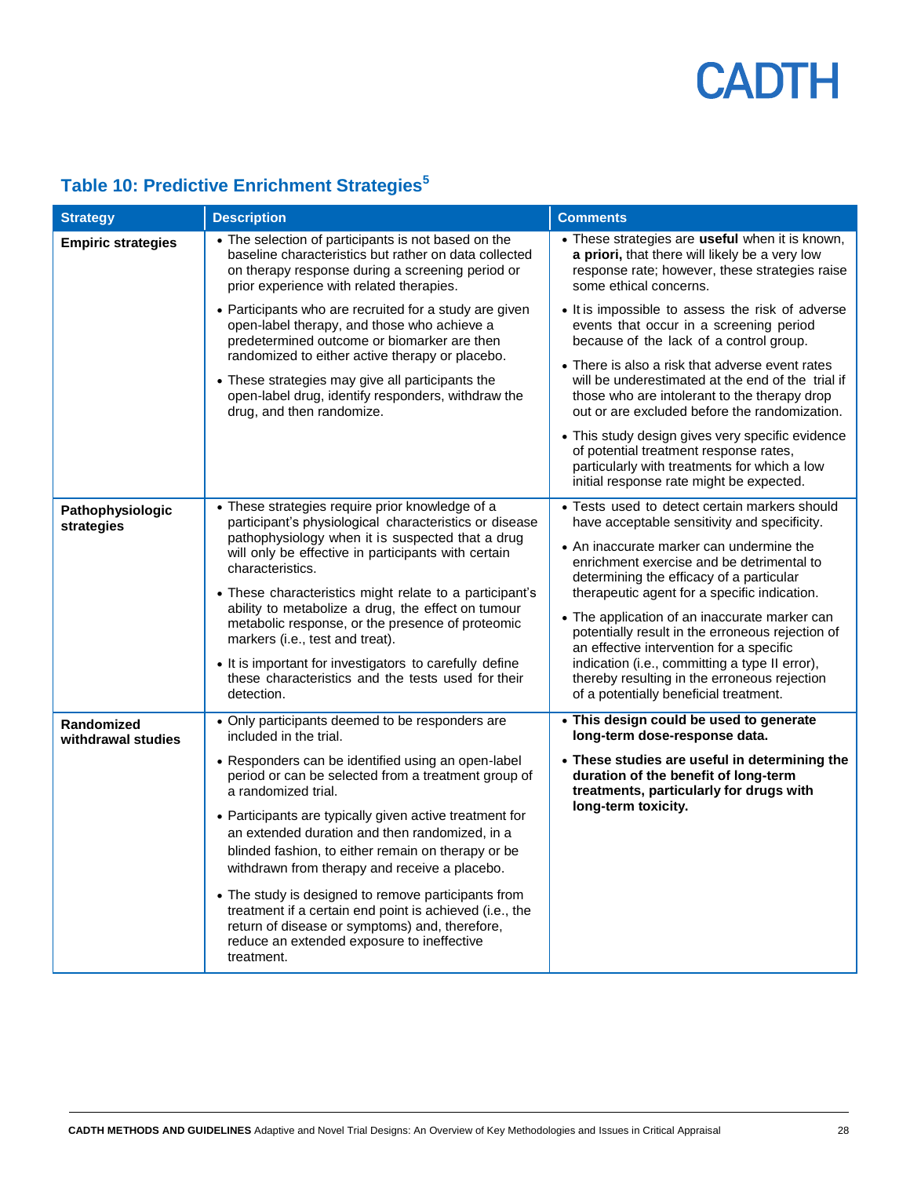## Table 10: Predictive Enrichment Strategies[5]

| Strategy | Description | Comments |
|---|---|---|
| **Empiric strategies** | • The selection of participants is not based on the baseline characteristics but rather on data collected on therapy response during a screening period or prior experience with related therapies.<br>• Participants who are recruited for a study are given open-label therapy, and those who achieve a predetermined outcome or biomarker are then randomized to either active therapy or placebo.<br>• These strategies may give all participants the open-label drug, identify responders, withdraw the drug, and then randomize. | • These strategies are **useful** when it is known, **a priori,** that there will likely be a very low response rate; however, these strategies raise some ethical concerns.<br>• It is impossible to assess the risk of adverse events that occur in a screening period because of the lack of a control group.<br>• There is also a risk that adverse event rates will be underestimated at the end of the trial if those who are intolerant to the therapy drop out or are excluded before the randomization.<br>• This study design gives very specific evidence of potential treatment response rates, particularly with treatments for which a low initial response rate might be expected. |
| **Pathophysiologic strategies** | • These strategies require prior knowledge of a participant's physiological characteristics or disease pathophysiology when it is suspected that a drug will only be effective in participants with certain characteristics.<br>• These characteristics might relate to a participant's ability to metabolize a drug, the effect on tumour metabolic response, or the presence of proteomic markers (i.e., test and treat).<br>• It is important for investigators to carefully define these characteristics and the tests used for their detection. | • Tests used to detect certain markers should have acceptable sensitivity and specificity.<br>• An inaccurate marker can undermine the enrichment exercise and be detrimental to determining the efficacy of a particular therapeutic agent for a specific indication.<br>• The application of an inaccurate marker can potentially result in the erroneous rejection of an effective intervention for a specific indication (i.e., committing a type II error), thereby resulting in the erroneous rejection of a potentially beneficial treatment. |
| **Randomized withdrawal studies** | • Only participants deemed to be responders are included in the trial.<br>• Responders can be identified using an open-label period or can be selected from a treatment group of a randomized trial.<br>• Participants are typically given active treatment for an extended duration and then randomized, in a blinded fashion, to either remain on therapy or be withdrawn from therapy and receive a placebo.<br>• The study is designed to remove participants from treatment if a certain end point is achieved (i.e., the return of disease or symptoms) and, therefore, reduce an extended exposure to ineffective treatment. | • **This design could be used to generate long-term dose-response data.**<br>• **These studies are useful in determining the duration of the benefit of long-term treatments, particularly for drugs with long-term toxicity.** |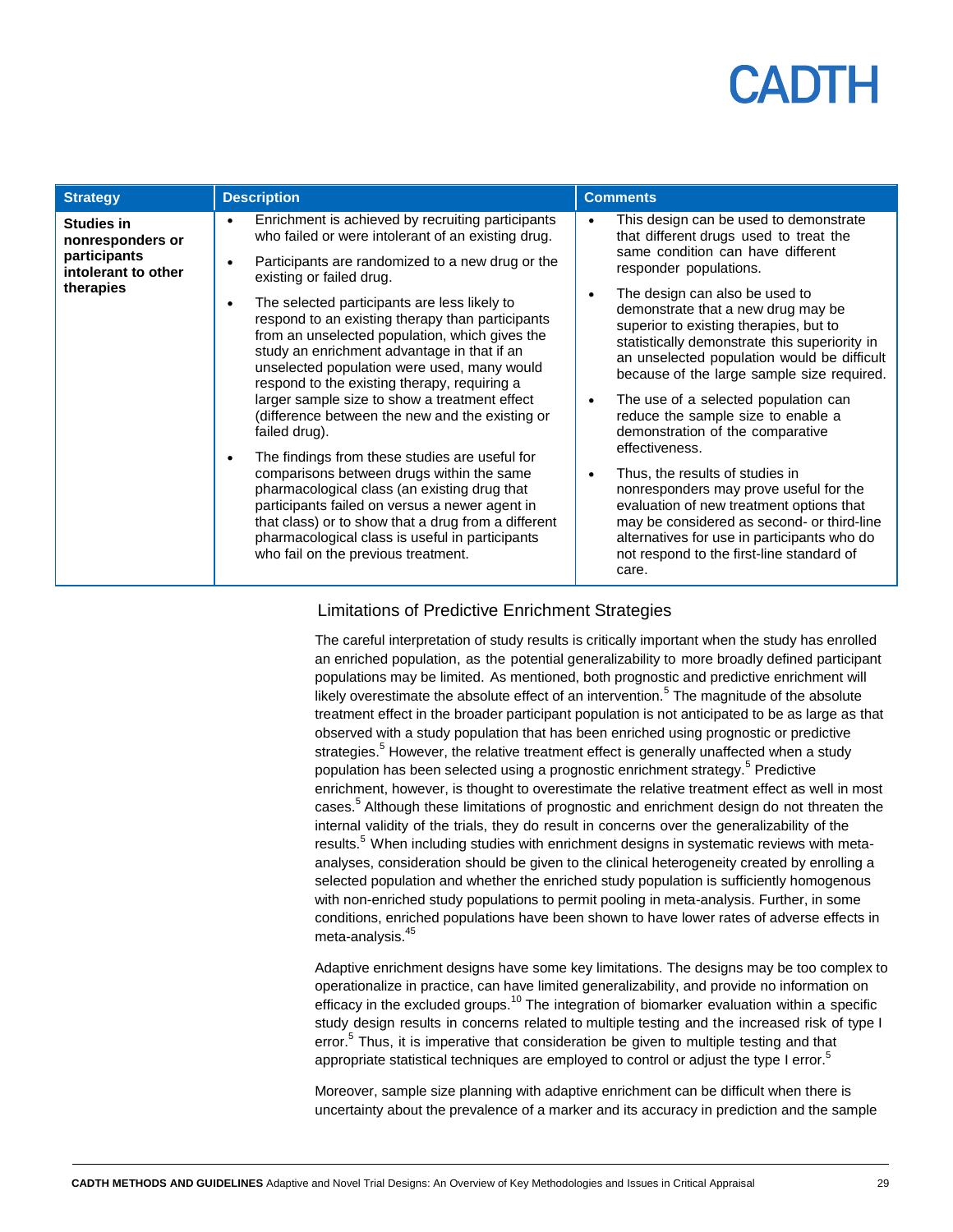| Strategy | Description | Comments |
| --- | --- | --- |
| **Studies in nonresponders or participants intolerant to other therapies** | • Enrichment is achieved by recruiting participants who failed or were intolerant of an existing drug.<br>• Participants are randomized to a new drug or the existing or failed drug.<br>• The selected participants are less likely to respond to an existing therapy than participants from an unselected population, which gives the study an enrichment advantage in that if an unselected population were used, many would respond to the existing therapy, requiring a larger sample size to show a treatment effect (difference between the new and the existing or failed drug).<br>• The findings from these studies are useful for comparisons between drugs within the same pharmacological class (an existing drug that participants failed on versus a newer agent in that class) or to show that a drug from a different pharmacological class is useful in participants who fail on the previous treatment. | • This design can be used to demonstrate that different drugs used to treat the same condition can have different responder populations.<br>• The design can also be used to demonstrate that a new drug may be superior to existing therapies, but to statistically demonstrate this superiority in an unselected population would be difficult because of the large sample size required.<br>• The use of a selected population can reduce the sample size to enable a demonstration of the comparative effectiveness.<br>• Thus, the results of studies in nonresponders may prove useful for the evaluation of new treatment options that may be considered as second- or third-line alternatives for use in participants who do not respond to the first-line standard of care. |

## Limitations of Predictive Enrichment Strategies

The careful interpretation of study results is critically important when the study has enrolled an enriched population, as the potential generalizability to more broadly defined participant populations may be limited. As mentioned, both prognostic and predictive enrichment will likely overestimate the absolute effect of an intervention.[5] The magnitude of the absolute treatment effect in the broader participant population is not anticipated to be as large as that observed with a study population that has been enriched using prognostic or predictive strategies.[5] However, the relative treatment effect is generally unaffected when a study population has been selected using a prognostic enrichment strategy.[5] Predictive enrichment, however, is thought to overestimate the relative treatment effect as well in most cases.[5] Although these limitations of prognostic and enrichment design do not threaten the internal validity of the trials, they do result in concerns over the generalizability of the results.[5] When including studies with enrichment designs in systematic reviews with meta-analyses, consideration should be given to the clinical heterogeneity created by enrolling a selected population and whether the enriched study population is sufficiently homogenous with non-enriched study populations to permit pooling in meta-analysis. Further, in some conditions, enriched populations have been shown to have lower rates of adverse effects in meta-analysis.[45]

Adaptive enrichment designs have some key limitations. The designs may be too complex to operationalize in practice, can have limited generalizability, and provide no information on efficacy in the excluded groups.[10] The integration of biomarker evaluation within a specific study design results in concerns related to multiple testing and the increased risk of type I error.[5] Thus, it is imperative that consideration be given to multiple testing and that appropriate statistical techniques are employed to control or adjust the type I error.[5]

Moreover, sample size planning with adaptive enrichment can be difficult when there is uncertainty about the prevalence of a marker and its accuracy in prediction and the sample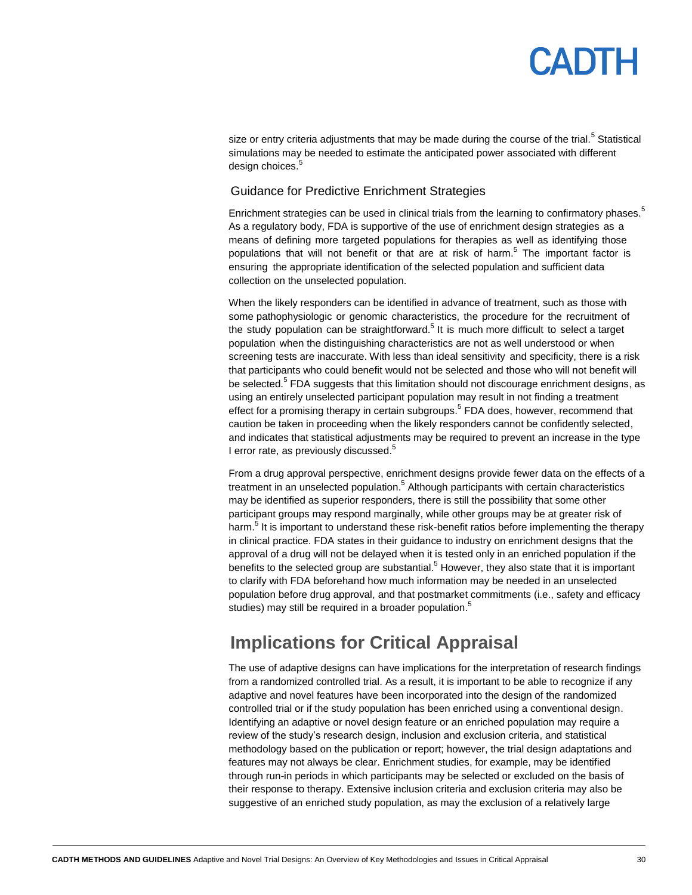size or entry criteria adjustments that may be made during the course of the trial.[5] Statistical simulations may be needed to estimate the anticipated power associated with different design choices.[5]

### Guidance for Predictive Enrichment Strategies

Enrichment strategies can be used in clinical trials from the learning to confirmatory phases.[5] As a regulatory body, FDA is supportive of the use of enrichment design strategies as a means of defining more targeted populations for therapies as well as identifying those populations that will not benefit or that are at risk of harm.[5] The important factor is ensuring the appropriate identification of the selected population and sufficient data collection on the unselected population.

When the likely responders can be identified in advance of treatment, such as those with some pathophysiologic or genomic characteristics, the procedure for the recruitment of the study population can be straightforward.[5] It is much more difficult to select a target population when the distinguishing characteristics are not as well understood or when screening tests are inaccurate. With less than ideal sensitivity and specificity, there is a risk that participants who could benefit would not be selected and those who will not benefit will be selected.[5] FDA suggests that this limitation should not discourage enrichment designs, as using an entirely unselected participant population may result in not finding a treatment effect for a promising therapy in certain subgroups.[5] FDA does, however, recommend that caution be taken in proceeding when the likely responders cannot be confidently selected, and indicates that statistical adjustments may be required to prevent an increase in the type I error rate, as previously discussed.[5]

From a drug approval perspective, enrichment designs provide fewer data on the effects of a treatment in an unselected population.[5] Although participants with certain characteristics may be identified as superior responders, there is still the possibility that some other participant groups may respond marginally, while other groups may be at greater risk of harm.[5] It is important to understand these risk-benefit ratios before implementing the therapy in clinical practice. FDA states in their guidance to industry on enrichment designs that the approval of a drug will not be delayed when it is tested only in an enriched population if the benefits to the selected group are substantial.[5] However, they also state that it is important to clarify with FDA beforehand how much information may be needed in an unselected population before drug approval, and that postmarket commitments (i.e., safety and efficacy studies) may still be required in a broader population.[5]

## Implications for Critical Appraisal

The use of adaptive designs can have implications for the interpretation of research findings from a randomized controlled trial. As a result, it is important to be able to recognize if any adaptive and novel features have been incorporated into the design of the randomized controlled trial or if the study population has been enriched using a conventional design. Identifying an adaptive or novel design feature or an enriched population may require a review of the study's research design, inclusion and exclusion criteria, and statistical methodology based on the publication or report; however, the trial design adaptations and features may not always be clear. Enrichment studies, for example, may be identified through run-in periods in which participants may be selected or excluded on the basis of their response to therapy. Extensive inclusion criteria and exclusion criteria may also be suggestive of an enriched study population, as may the exclusion of a relatively large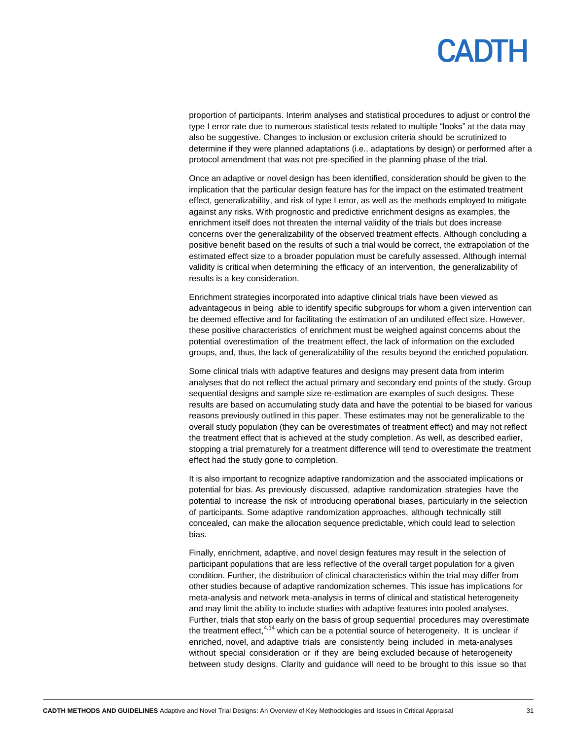proportion of participants. Interim analyses and statistical procedures to adjust or control the type I error rate due to numerous statistical tests related to multiple “looks” at the data may also be suggestive. Changes to inclusion or exclusion criteria should be scrutinized to determine if they were planned adaptations (i.e., adaptations by design) or performed after a protocol amendment that was not pre-specified in the planning phase of the trial.

Once an adaptive or novel design has been identified, consideration should be given to the implication that the particular design feature has for the impact on the estimated treatment effect, generalizability, and risk of type I error, as well as the methods employed to mitigate against any risks. With prognostic and predictive enrichment designs as examples, the enrichment itself does not threaten the internal validity of the trials but does increase concerns over the generalizability of the observed treatment effects. Although concluding a positive benefit based on the results of such a trial would be correct, the extrapolation of the estimated effect size to a broader population must be carefully assessed. Although internal validity is critical when determining the efficacy of an intervention, the generalizability of results is a key consideration.

Enrichment strategies incorporated into adaptive clinical trials have been viewed as advantageous in being able to identify specific subgroups for whom a given intervention can be deemed effective and for facilitating the estimation of an undiluted effect size. However, these positive characteristics of enrichment must be weighed against concerns about the potential overestimation of the treatment effect, the lack of information on the excluded groups, and, thus, the lack of generalizability of the results beyond the enriched population.

Some clinical trials with adaptive features and designs may present data from interim analyses that do not reflect the actual primary and secondary end points of the study. Group sequential designs and sample size re-estimation are examples of such designs. These results are based on accumulating study data and have the potential to be biased for various reasons previously outlined in this paper. These estimates may not be generalizable to the overall study population (they can be overestimates of treatment effect) and may not reflect the treatment effect that is achieved at the study completion. As well, as described earlier, stopping a trial prematurely for a treatment difference will tend to overestimate the treatment effect had the study gone to completion.

It is also important to recognize adaptive randomization and the associated implications or potential for bias. As previously discussed, adaptive randomization strategies have the potential to increase the risk of introducing operational biases, particularly in the selection of participants. Some adaptive randomization approaches, although technically still concealed, can make the allocation sequence predictable, which could lead to selection bias.

Finally, enrichment, adaptive, and novel design features may result in the selection of participant populations that are less reflective of the overall target population for a given condition. Further, the distribution of clinical characteristics within the trial may differ from other studies because of adaptive randomization schemes. This issue has implications for meta-analysis and network meta-analysis in terms of clinical and statistical heterogeneity and may limit the ability to include studies with adaptive features into pooled analyses. Further, trials that stop early on the basis of group sequential procedures may overestimate the treatment effect,[4,14] which can be a potential source of heterogeneity. It is unclear if enriched, novel, and adaptive trials are consistently being included in meta-analyses without special consideration or if they are being excluded because of heterogeneity between study designs. Clarity and guidance will need to be brought to this issue so that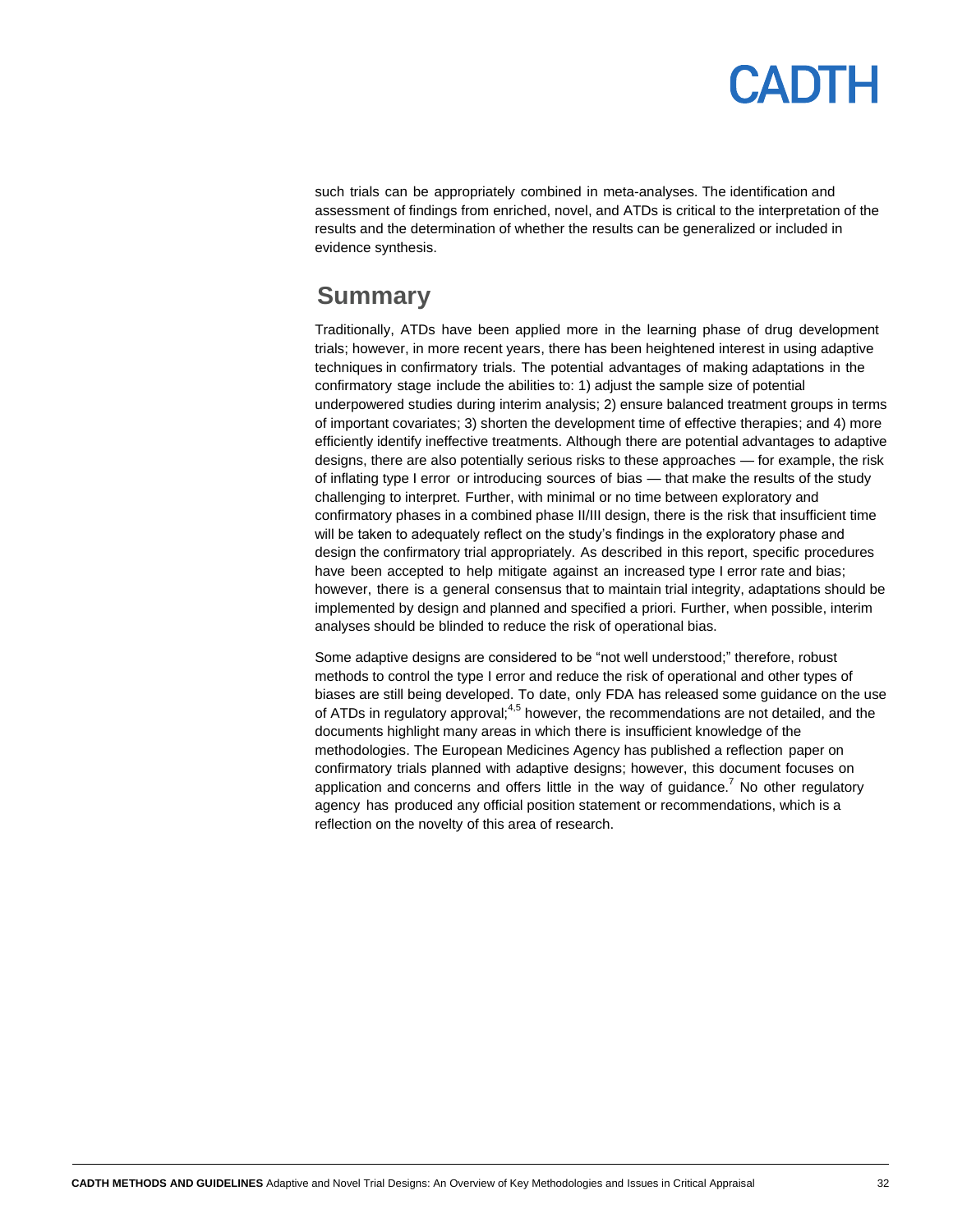such trials can be appropriately combined in meta-analyses. The identification and assessment of findings from enriched, novel, and ATDs is critical to the interpretation of the results and the determination of whether the results can be generalized or included in evidence synthesis.

## Summary

Traditionally, ATDs have been applied more in the learning phase of drug development trials; however, in more recent years, there has been heightened interest in using adaptive techniques in confirmatory trials. The potential advantages of making adaptations in the confirmatory stage include the abilities to: 1) adjust the sample size of potential underpowered studies during interim analysis; 2) ensure balanced treatment groups in terms of important covariates; 3) shorten the development time of effective therapies; and 4) more efficiently identify ineffective treatments. Although there are potential advantages to adaptive designs, there are also potentially serious risks to these approaches — for example, the risk of inflating type I error or introducing sources of bias — that make the results of the study challenging to interpret. Further, with minimal or no time between exploratory and confirmatory phases in a combined phase II/III design, there is the risk that insufficient time will be taken to adequately reflect on the study's findings in the exploratory phase and design the confirmatory trial appropriately. As described in this report, specific procedures have been accepted to help mitigate against an increased type I error rate and bias; however, there is a general consensus that to maintain trial integrity, adaptations should be implemented by design and planned and specified a priori. Further, when possible, interim analyses should be blinded to reduce the risk of operational bias.

Some adaptive designs are considered to be "not well understood;" therefore, robust methods to control the type I error and reduce the risk of operational and other types of biases are still being developed. To date, only FDA has released some guidance on the use of ATDs in regulatory approval;[4,5] however, the recommendations are not detailed, and the documents highlight many areas in which there is insufficient knowledge of the methodologies. The European Medicines Agency has published a reflection paper on confirmatory trials planned with adaptive designs; however, this document focuses on application and concerns and offers little in the way of guidance.[7] No other regulatory agency has produced any official position statement or recommendations, which is a reflection on the novelty of this area of research.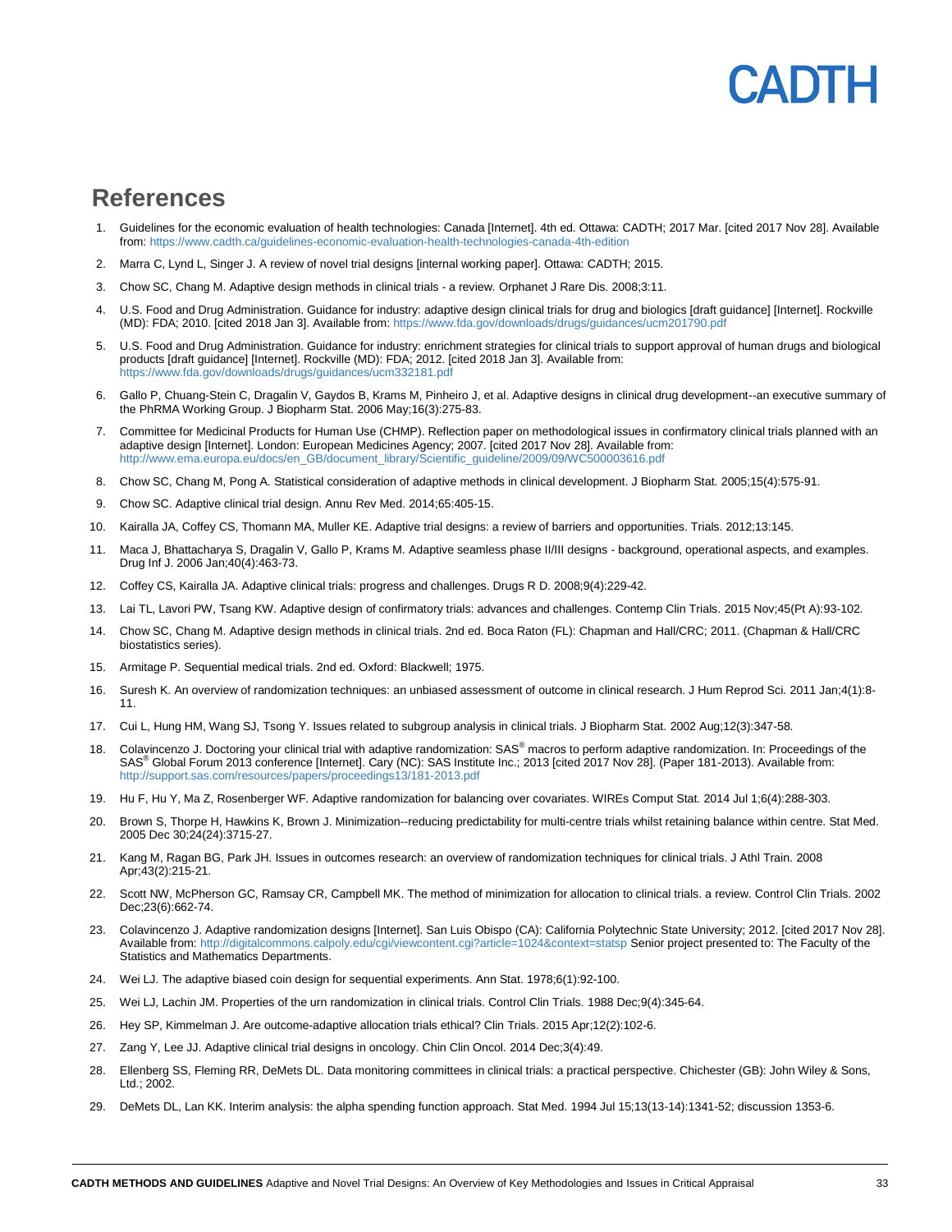## References

1. Guidelines for the economic evaluation of health technologies: Canada [Internet]. 4th ed. Ottawa: CADTH; 2017 Mar. [cited 2017 Nov 28]. Available from: https://www.cadth.ca/guidelines-economic-evaluation-health-technologies-canada-4th-edition
2. Marra C, Lynd L, Singer J. A review of novel trial designs [internal working paper]. Ottawa: CADTH; 2015.
3. Chow SC, Chang M. Adaptive design methods in clinical trials - a review. Orphanet J Rare Dis. 2008;3:11.
4. U.S. Food and Drug Administration. Guidance for industry: adaptive design clinical trials for drug and biologics [draft guidance] [Internet]. Rockville (MD): FDA; 2010. [cited 2018 Jan 3]. Available from: https://www.fda.gov/downloads/drugs/guidances/ucm201790.pdf
5. U.S. Food and Drug Administration. Guidance for industry: enrichment strategies for clinical trials to support approval of human drugs and biological products [draft guidance] [Internet]. Rockville (MD): FDA; 2012. [cited 2018 Jan 3]. Available from: https://www.fda.gov/downloads/drugs/guidances/ucm332181.pdf
6. Gallo P, Chuang-Stein C, Dragalin V, Gaydos B, Krams M, Pinheiro J, et al. Adaptive designs in clinical drug development--an executive summary of the PhRMA Working Group. J Biopharm Stat. 2006 May;16(3):275-83.
7. Committee for Medicinal Products for Human Use (CHMP). Reflection paper on methodological issues in confirmatory clinical trials planned with an adaptive design [Internet]. London: European Medicines Agency; 2007. [cited 2017 Nov 28]. Available from: http://www.ema.europa.eu/docs/en_GB/document_library/Scientific_guideline/2009/09/WC500003616.pdf
8. Chow SC, Chang M, Pong A. Statistical consideration of adaptive methods in clinical development. J Biopharm Stat. 2005;15(4):575-91.
9. Chow SC. Adaptive clinical trial design. Annu Rev Med. 2014;65:405-15.
10. Kairalla JA, Coffey CS, Thomann MA, Muller KE. Adaptive trial designs: a review of barriers and opportunities. Trials. 2012;13:145.
11. Maca J, Bhattacharya S, Dragalin V, Gallo P, Krams M. Adaptive seamless phase II/III designs - background, operational aspects, and examples. Drug Inf J. 2006 Jan;40(4):463-73.
12. Coffey CS, Kairalla JA. Adaptive clinical trials: progress and challenges. Drugs R D. 2008;9(4):229-42.
13. Lai TL, Lavori PW, Tsang KW. Adaptive design of confirmatory trials: advances and challenges. Contemp Clin Trials. 2015 Nov;45(Pt A):93-102.
14. Chow SC, Chang M. Adaptive design methods in clinical trials. 2nd ed. Boca Raton (FL): Chapman and Hall/CRC; 2011. (Chapman & Hall/CRC biostatistics series).
15. Armitage P. Sequential medical trials. 2nd ed. Oxford: Blackwell; 1975.
16. Suresh K. An overview of randomization techniques: an unbiased assessment of outcome in clinical research. J Hum Reprod Sci. 2011 Jan;4(1):8-11.
17. Cui L, Hung HM, Wang SJ, Tsong Y. Issues related to subgroup analysis in clinical trials. J Biopharm Stat. 2002 Aug;12(3):347-58.
18. Colavincenzo J. Doctoring your clinical trial with adaptive randomization: SAS® macros to perform adaptive randomization. In: Proceedings of the SAS® Global Forum 2013 conference [Internet]. Cary (NC): SAS Institute Inc.; 2013 [cited 2017 Nov 28]. (Paper 181-2013). Available from: http://support.sas.com/resources/papers/proceedings13/181-2013.pdf
19. Hu F, Hu Y, Ma Z, Rosenberger WF. Adaptive randomization for balancing over covariates. WIREs Comput Stat. 2014 Jul 1;6(4):288-303.
20. Brown S, Thorpe H, Hawkins K, Brown J. Minimization--reducing predictability for multi-centre trials whilst retaining balance within centre. Stat Med. 2005 Dec 30;24(24):3715-27.
21. Kang M, Ragan BG, Park JH. Issues in outcomes research: an overview of randomization techniques for clinical trials. J Athl Train. 2008 Apr;43(2):215-21.
22. Scott NW, McPherson GC, Ramsay CR, Campbell MK. The method of minimization for allocation to clinical trials. a review. Control Clin Trials. 2002 Dec;23(6):662-74.
23. Colavincenzo J. Adaptive randomization designs [Internet]. San Luis Obispo (CA): California Polytechnic State University; 2012. [cited 2017 Nov 28]. Available from: http://digitalcommons.calpoly.edu/cgi/viewcontent.cgi?article=1024&context=statsp Senior project presented to: The Faculty of the Statistics and Mathematics Departments.
24. Wei LJ. The adaptive biased coin design for sequential experiments. Ann Stat. 1978;6(1):92-100.
25. Wei LJ, Lachin JM. Properties of the urn randomization in clinical trials. Control Clin Trials. 1988 Dec;9(4):345-64.
26. Hey SP, Kimmelman J. Are outcome-adaptive allocation trials ethical? Clin Trials. 2015 Apr;12(2):102-6.
27. Zang Y, Lee JJ. Adaptive clinical trial designs in oncology. Chin Clin Oncol. 2014 Dec;3(4):49.
28. Ellenberg SS, Fleming RR, DeMets DL. Data monitoring committees in clinical trials: a practical perspective. Chichester (GB): John Wiley & Sons, Ltd.; 2002.
29. DeMets DL, Lan KK. Interim analysis: the alpha spending function approach. Stat Med. 1994 Jul 15;13(13-14):1341-52; discussion 1353-6.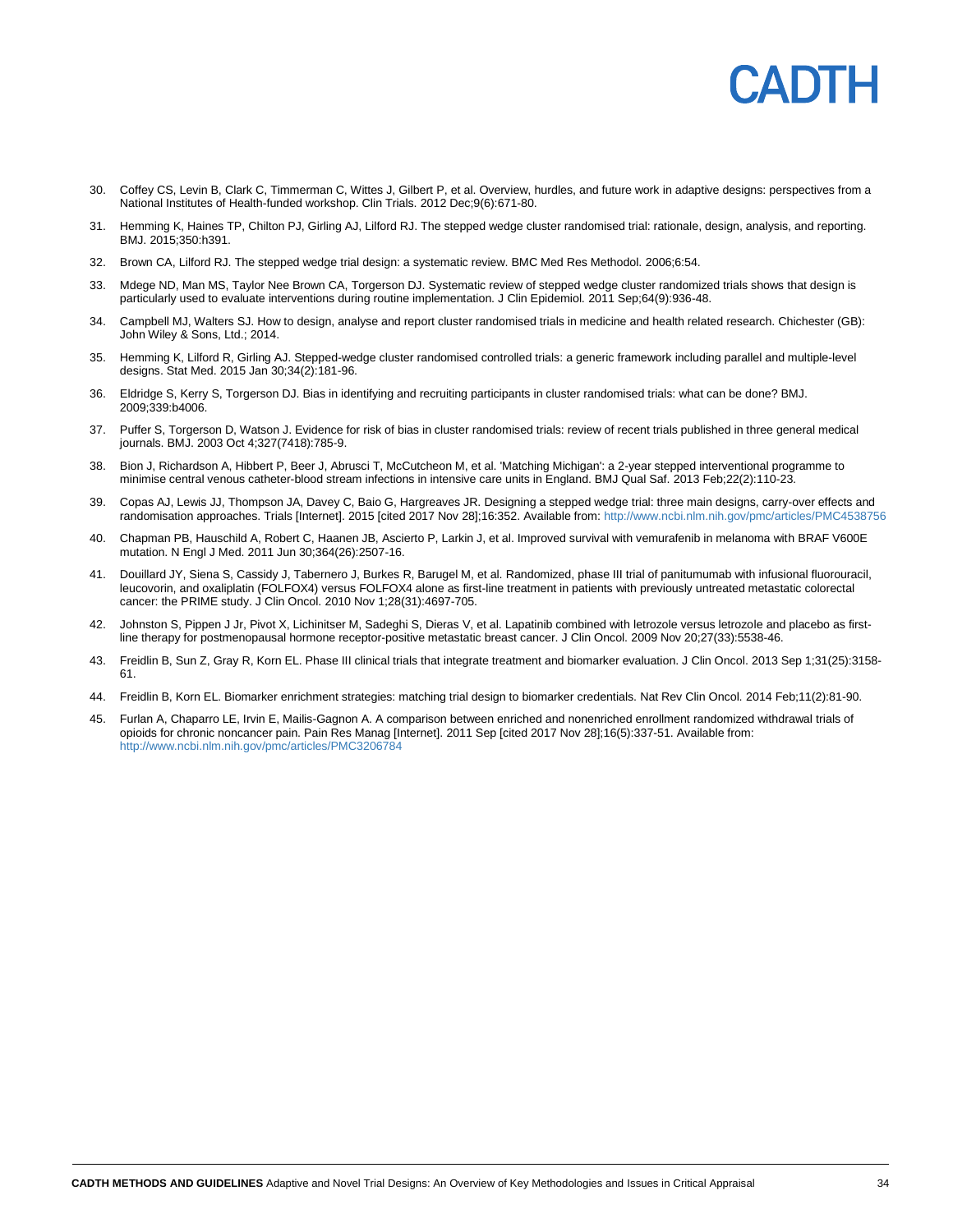30. Coffey CS, Levin B, Clark C, Timmerman C, Wittes J, Gilbert P, et al. Overview, hurdles, and future work in adaptive designs: perspectives from a National Institutes of Health-funded workshop. Clin Trials. 2012 Dec;9(6):671-80.

31. Hemming K, Haines TP, Chilton PJ, Girling AJ, Lilford RJ. The stepped wedge cluster randomised trial: rationale, design, analysis, and reporting. BMJ. 2015;350:h391.

32. Brown CA, Lilford RJ. The stepped wedge trial design: a systematic review. BMC Med Res Methodol. 2006;6:54.

33. Mdege ND, Man MS, Taylor Nee Brown CA, Torgerson DJ. Systematic review of stepped wedge cluster randomized trials shows that design is particularly used to evaluate interventions during routine implementation. J Clin Epidemiol. 2011 Sep;64(9):936-48.

34. Campbell MJ, Walters SJ. How to design, analyse and report cluster randomised trials in medicine and health related research. Chichester (GB): John Wiley & Sons, Ltd.; 2014.

35. Hemming K, Lilford R, Girling AJ. Stepped-wedge cluster randomised controlled trials: a generic framework including parallel and multiple-level designs. Stat Med. 2015 Jan 30;34(2):181-96.

36. Eldridge S, Kerry S, Torgerson DJ. Bias in identifying and recruiting participants in cluster randomised trials: what can be done? BMJ. 2009;339:b4006.

37. Puffer S, Torgerson D, Watson J. Evidence for risk of bias in cluster randomised trials: review of recent trials published in three general medical journals. BMJ. 2003 Oct 4;327(7418):785-9.

38. Bion J, Richardson A, Hibbert P, Beer J, Abrusci T, McCutcheon M, et al. 'Matching Michigan': a 2-year stepped interventional programme to minimise central venous catheter-blood stream infections in intensive care units in England. BMJ Qual Saf. 2013 Feb;22(2):110-23.

39. Copas AJ, Lewis JJ, Thompson JA, Davey C, Baio G, Hargreaves JR. Designing a stepped wedge trial: three main designs, carry-over effects and randomisation approaches. Trials [Internet]. 2015 [cited 2017 Nov 28];16:352. Available from: http://www.ncbi.nlm.nih.gov/pmc/articles/PMC4538756

40. Chapman PB, Hauschild A, Robert C, Haanen JB, Ascierto P, Larkin J, et al. Improved survival with vemurafenib in melanoma with BRAF V600E mutation. N Engl J Med. 2011 Jun 30;364(26):2507-16.

41. Douillard JY, Siena S, Cassidy J, Tabernero J, Burkes R, Barugel M, et al. Randomized, phase III trial of panitumumab with infusional fluorouracil, leucovorin, and oxaliplatin (FOLFOX4) versus FOLFOX4 alone as first-line treatment in patients with previously untreated metastatic colorectal cancer: the PRIME study. J Clin Oncol. 2010 Nov 1;28(31):4697-705.

42. Johnston S, Pippen J Jr, Pivot X, Lichinitser M, Sadeghi S, Dieras V, et al. Lapatinib combined with letrozole versus letrozole and placebo as first-line therapy for postmenopausal hormone receptor-positive metastatic breast cancer. J Clin Oncol. 2009 Nov 20;27(33):5538-46.

43. Freidlin B, Sun Z, Gray R, Korn EL. Phase III clinical trials that integrate treatment and biomarker evaluation. J Clin Oncol. 2013 Sep 1;31(25):3158-61.

44. Freidlin B, Korn EL. Biomarker enrichment strategies: matching trial design to biomarker credentials. Nat Rev Clin Oncol. 2014 Feb;11(2):81-90.

45. Furlan A, Chaparro LE, Irvin E, Mailis-Gagnon A. A comparison between enriched and nonenriched enrollment randomized withdrawal trials of opioids for chronic noncancer pain. Pain Res Manag [Internet]. 2011 Sep [cited 2017 Nov 28];16(5):337-51. Available from: http://www.ncbi.nlm.nih.gov/pmc/articles/PMC3206784